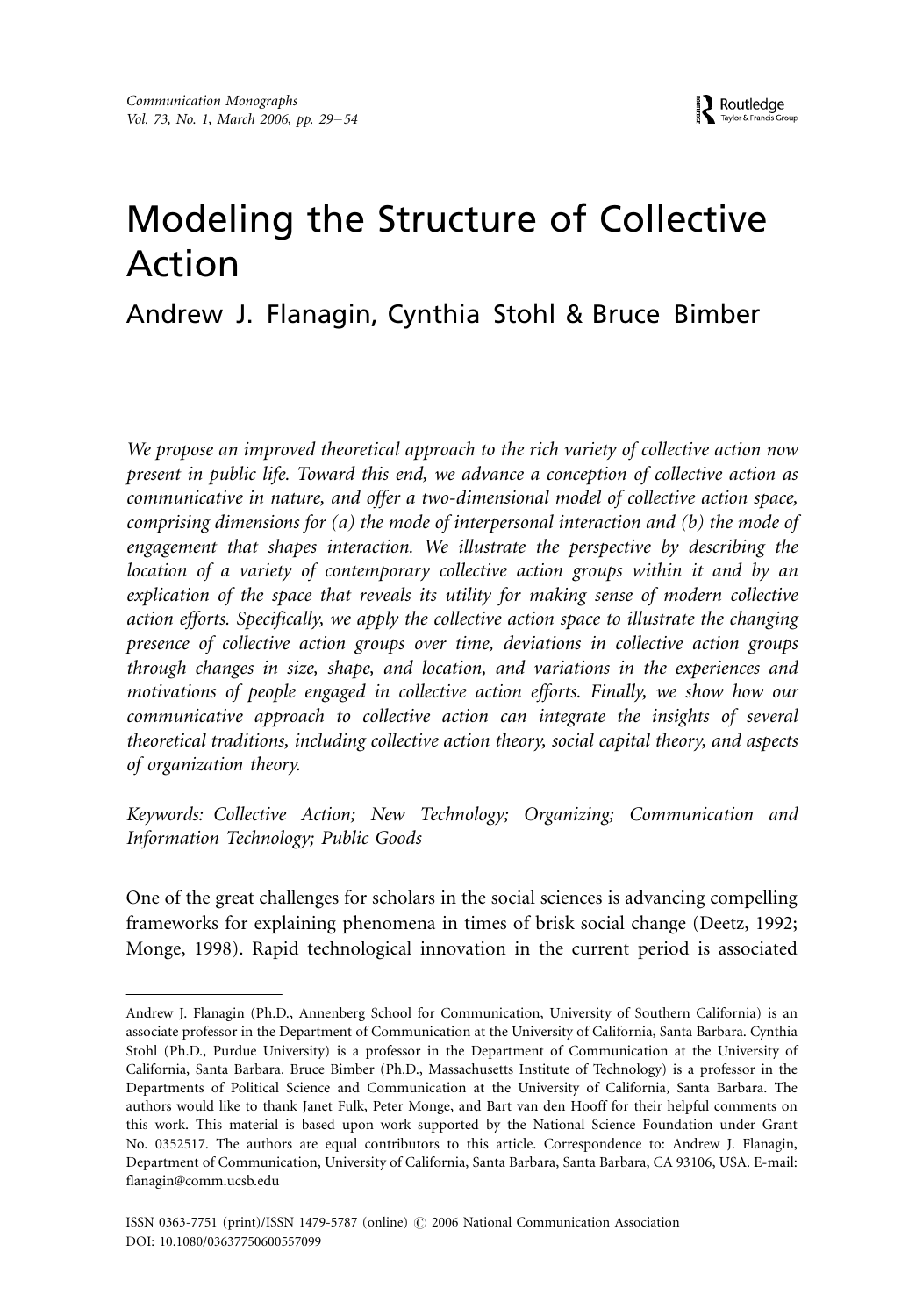# Modeling the Structure of Collective Action

Andrew J. Flanagin, Cynthia Stohl & Bruce Bimber

*We propose an improved theoretical approach to the rich variety of collective action now present in public life. Toward this end, we advance a conception of collective action as communicative in nature, and offer a two-dimensional model of collective action space, comprising dimensions for (a) the mode of interpersonal interaction and (b) the mode of engagement that shapes interaction. We illustrate the perspective by describing the location of a variety of contemporary collective action groups within it and by an explication of the space that reveals its utility for making sense of modern collective action efforts. Specifically, we apply the collective action space to illustrate the changing presence of collective action groups over time, deviations in collective action groups through changes in size, shape, and location, and variations in the experiences and motivations of people engaged in collective action efforts. Finally, we show how our communicative approach to collective action can integrate the insights of several theoretical traditions, including collective action theory, social capital theory, and aspects of organization theory.*

*Keywords: Collective Action; New Technology; Organizing; Communication and Information Technology; Public Goods*

One of the great challenges for scholars in the social sciences is advancing compelling frameworks for explaining phenomena in times of brisk social change (Deetz, 1992; Monge, 1998). Rapid technological innovation in the current period is associated

---

Andrew J. Flanagin (Ph.D., Annenberg School for Communication, University of Southern California) is an associate professor in the Department of Communication at the University of California, Santa Barbara. Cynthia Stohl (Ph.D., Purdue University) is a professor in the Department of Communication at the University of California, Santa Barbara. Bruce Bimber (Ph.D., Massachusetts Institute of Technology) is a professor in the Departments of Political Science and Communication at the University of California, Santa Barbara. The authors would like to thank Janet Fulk, Peter Monge, and Bart van den Hooff for their helpful comments on this work. This material is based upon work supported by the National Science Foundation under Grant No. 0352517. The authors are equal contributors to this article. Correspondence to: Andrew J. Flanagin, Department of Communication, University of California, Santa Barbara, Santa Barbara, CA 93106, USA. E-mail: flanagin@comm.ucsb.edu

ISSN 0363-7751 (print)/ISSN 1479-5787 (online) © 2006 National Communication Association
DOI: 10.1080/03637750600557099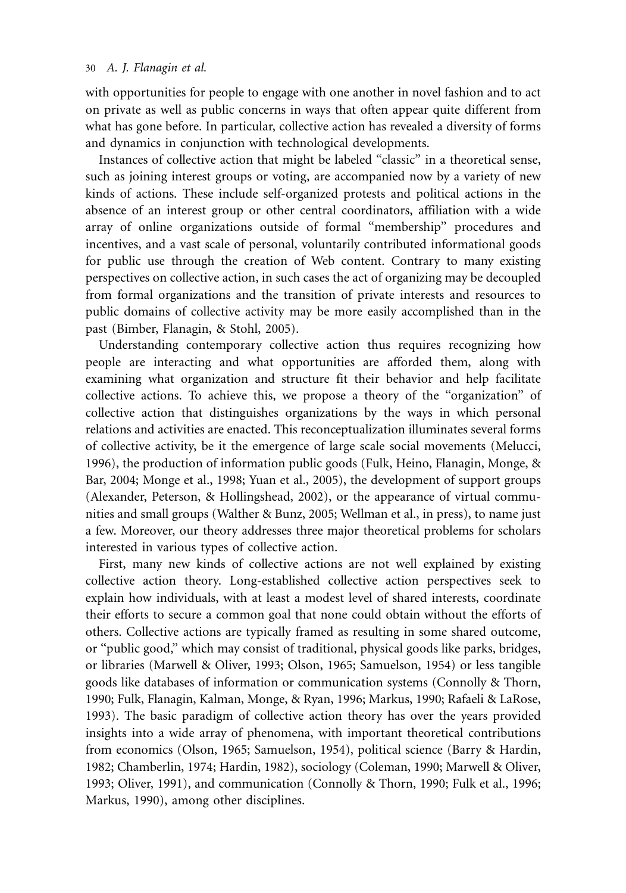with opportunities for people to engage with one another in novel fashion and to act on private as well as public concerns in ways that often appear quite different from what has gone before. In particular, collective action has revealed a diversity of forms and dynamics in conjunction with technological developments.

Instances of collective action that might be labeled "classic" in a theoretical sense, such as joining interest groups or voting, are accompanied now by a variety of new kinds of actions. These include self-organized protests and political actions in the absence of an interest group or other central coordinators, affiliation with a wide array of online organizations outside of formal "membership" procedures and incentives, and a vast scale of personal, voluntarily contributed informational goods for public use through the creation of Web content. Contrary to many existing perspectives on collective action, in such cases the act of organizing may be decoupled from formal organizations and the transition of private interests and resources to public domains of collective activity may be more easily accomplished than in the past (Bimber, Flanagin, & Stohl, 2005).

Understanding contemporary collective action thus requires recognizing how people are interacting and what opportunities are afforded them, along with examining what organization and structure fit their behavior and help facilitate collective actions. To achieve this, we propose a theory of the "organization" of collective action that distinguishes organizations by the ways in which personal relations and activities are enacted. This reconceptualization illuminates several forms of collective activity, be it the emergence of large scale social movements (Melucci, 1996), the production of information public goods (Fulk, Heino, Flanagin, Monge, & Bar, 2004; Monge et al., 1998; Yuan et al., 2005), the development of support groups (Alexander, Peterson, & Hollingshead, 2002), or the appearance of virtual communities and small groups (Walther & Bunz, 2005; Wellman et al., in press), to name just a few. Moreover, our theory addresses three major theoretical problems for scholars interested in various types of collective action.

First, many new kinds of collective actions are not well explained by existing collective action theory. Long-established collective action perspectives seek to explain how individuals, with at least a modest level of shared interests, coordinate their efforts to secure a common goal that none could obtain without the efforts of others. Collective actions are typically framed as resulting in some shared outcome, or "public good," which may consist of traditional, physical goods like parks, bridges, or libraries (Marwell & Oliver, 1993; Olson, 1965; Samuelson, 1954) or less tangible goods like databases of information or communication systems (Connolly & Thorn, 1990; Fulk, Flanagin, Kalman, Monge, & Ryan, 1996; Markus, 1990; Rafaeli & LaRose, 1993). The basic paradigm of collective action theory has over the years provided insights into a wide array of phenomena, with important theoretical contributions from economics (Olson, 1965; Samuelson, 1954), political science (Barry & Hardin, 1982; Chamberlin, 1974; Hardin, 1982), sociology (Coleman, 1990; Marwell & Oliver, 1993; Oliver, 1991), and communication (Connolly & Thorn, 1990; Fulk et al., 1996; Markus, 1990), among other disciplines.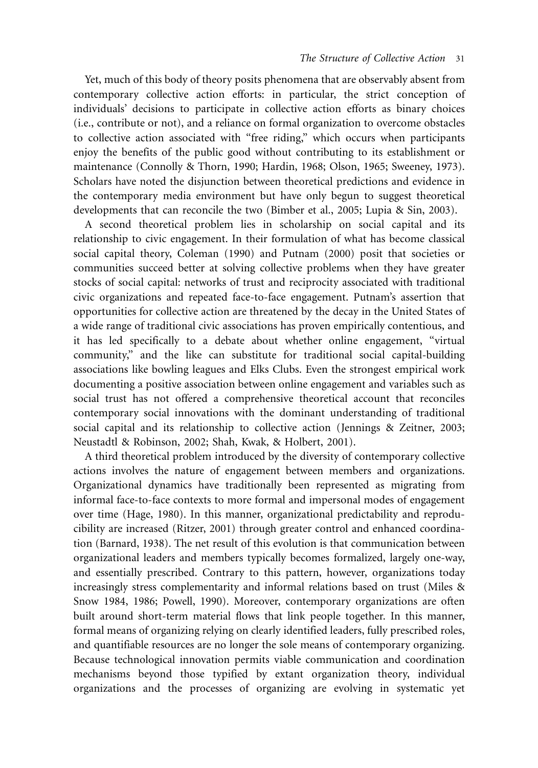Yet, much of this body of theory posits phenomena that are observably absent from contemporary collective action efforts: in particular, the strict conception of individuals' decisions to participate in collective action efforts as binary choices (i.e., contribute or not), and a reliance on formal organization to overcome obstacles to collective action associated with "free riding," which occurs when participants enjoy the benefits of the public good without contributing to its establishment or maintenance (Connolly & Thorn, 1990; Hardin, 1968; Olson, 1965; Sweeney, 1973). Scholars have noted the disjunction between theoretical predictions and evidence in the contemporary media environment but have only begun to suggest theoretical developments that can reconcile the two (Bimber et al., 2005; Lupia & Sin, 2003).

A second theoretical problem lies in scholarship on social capital and its relationship to civic engagement. In their formulation of what has become classical social capital theory, Coleman (1990) and Putnam (2000) posit that societies or communities succeed better at solving collective problems when they have greater stocks of social capital: networks of trust and reciprocity associated with traditional civic organizations and repeated face-to-face engagement. Putnam's assertion that opportunities for collective action are threatened by the decay in the United States of a wide range of traditional civic associations has proven empirically contentious, and it has led specifically to a debate about whether online engagement, "virtual community," and the like can substitute for traditional social capital-building associations like bowling leagues and Elks Clubs. Even the strongest empirical work documenting a positive association between online engagement and variables such as social trust has not offered a comprehensive theoretical account that reconciles contemporary social innovations with the dominant understanding of traditional social capital and its relationship to collective action (Jennings & Zeitner, 2003; Neustadtl & Robinson, 2002; Shah, Kwak, & Holbert, 2001).

A third theoretical problem introduced by the diversity of contemporary collective actions involves the nature of engagement between members and organizations. Organizational dynamics have traditionally been represented as migrating from informal face-to-face contexts to more formal and impersonal modes of engagement over time (Hage, 1980). In this manner, organizational predictability and reproducibility are increased (Ritzer, 2001) through greater control and enhanced coordination (Barnard, 1938). The net result of this evolution is that communication between organizational leaders and members typically becomes formalized, largely one-way, and essentially prescribed. Contrary to this pattern, however, organizations today increasingly stress complementarity and informal relations based on trust (Miles & Snow 1984, 1986; Powell, 1990). Moreover, contemporary organizations are often built around short-term material flows that link people together. In this manner, formal means of organizing relying on clearly identified leaders, fully prescribed roles, and quantifiable resources are no longer the sole means of contemporary organizing. Because technological innovation permits viable communication and coordination mechanisms beyond those typified by extant organization theory, individual organizations and the processes of organizing are evolving in systematic yet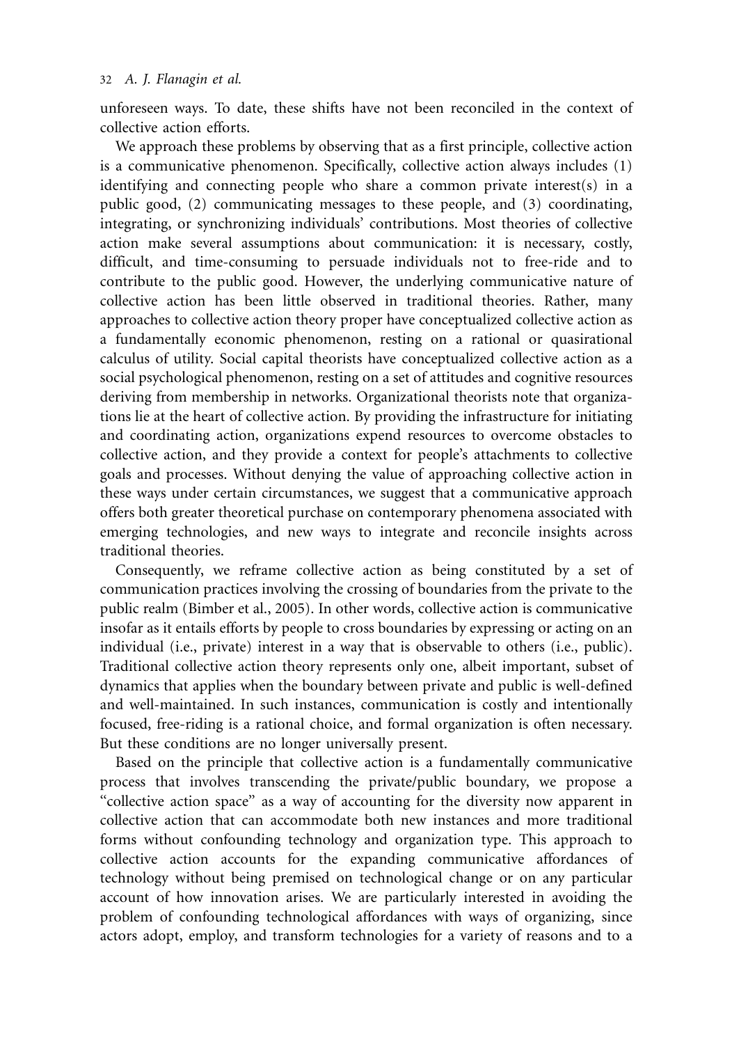unforeseen ways. To date, these shifts have not been reconciled in the context of collective action efforts.

We approach these problems by observing that as a first principle, collective action is a communicative phenomenon. Specifically, collective action always includes (1) identifying and connecting people who share a common private interest(s) in a public good, (2) communicating messages to these people, and (3) coordinating, integrating, or synchronizing individuals' contributions. Most theories of collective action make several assumptions about communication: it is necessary, costly, difficult, and time-consuming to persuade individuals not to free-ride and to contribute to the public good. However, the underlying communicative nature of collective action has been little observed in traditional theories. Rather, many approaches to collective action theory proper have conceptualized collective action as a fundamentally economic phenomenon, resting on a rational or quasirational calculus of utility. Social capital theorists have conceptualized collective action as a social psychological phenomenon, resting on a set of attitudes and cognitive resources deriving from membership in networks. Organizational theorists note that organizations lie at the heart of collective action. By providing the infrastructure for initiating and coordinating action, organizations expend resources to overcome obstacles to collective action, and they provide a context for people's attachments to collective goals and processes. Without denying the value of approaching collective action in these ways under certain circumstances, we suggest that a communicative approach offers both greater theoretical purchase on contemporary phenomena associated with emerging technologies, and new ways to integrate and reconcile insights across traditional theories.

Consequently, we reframe collective action as being constituted by a set of communication practices involving the crossing of boundaries from the private to the public realm (Bimber et al., 2005). In other words, collective action is communicative insofar as it entails efforts by people to cross boundaries by expressing or acting on an individual (i.e., private) interest in a way that is observable to others (i.e., public). Traditional collective action theory represents only one, albeit important, subset of dynamics that applies when the boundary between private and public is well-defined and well-maintained. In such instances, communication is costly and intentionally focused, free-riding is a rational choice, and formal organization is often necessary. But these conditions are no longer universally present.

Based on the principle that collective action is a fundamentally communicative process that involves transcending the private/public boundary, we propose a "collective action space" as a way of accounting for the diversity now apparent in collective action that can accommodate both new instances and more traditional forms without confounding technology and organization type. This approach to collective action accounts for the expanding communicative affordances of technology without being premised on technological change or on any particular account of how innovation arises. We are particularly interested in avoiding the problem of confounding technological affordances with ways of organizing, since actors adopt, employ, and transform technologies for a variety of reasons and to a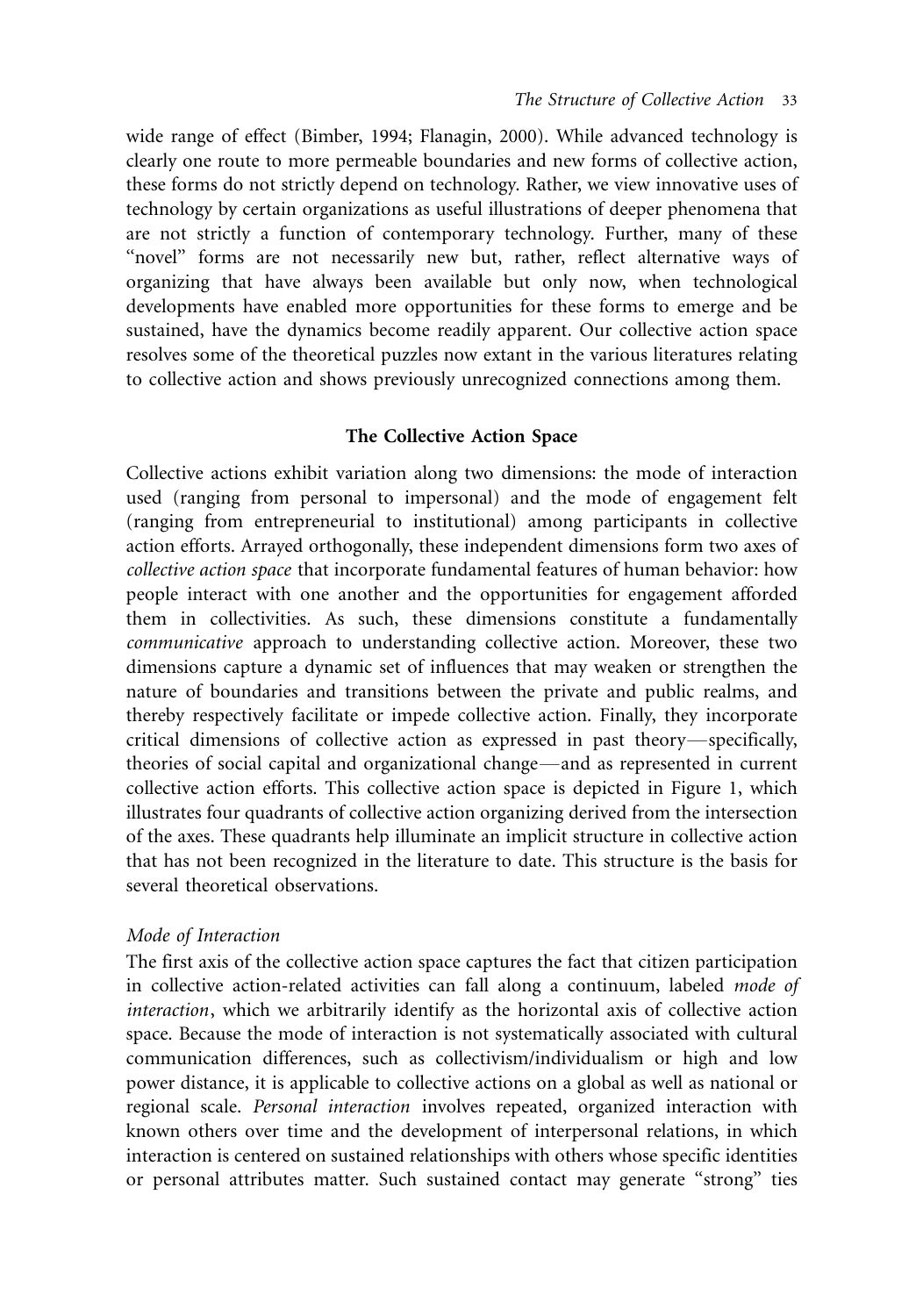wide range of effect (Bimber, 1994; Flanagin, 2000). While advanced technology is clearly one route to more permeable boundaries and new forms of collective action, these forms do not strictly depend on technology. Rather, we view innovative uses of technology by certain organizations as useful illustrations of deeper phenomena that are not strictly a function of contemporary technology. Further, many of these "novel" forms are not necessarily new but, rather, reflect alternative ways of organizing that have always been available but only now, when technological developments have enabled more opportunities for these forms to emerge and be sustained, have the dynamics become readily apparent. Our collective action space resolves some of the theoretical puzzles now extant in the various literatures relating to collective action and shows previously unrecognized connections among them.

## The Collective Action Space

Collective actions exhibit variation along two dimensions: the mode of interaction used (ranging from personal to impersonal) and the mode of engagement felt (ranging from entrepreneurial to institutional) among participants in collective action efforts. Arrayed orthogonally, these independent dimensions form two axes of *collective action space* that incorporate fundamental features of human behavior: how people interact with one another and the opportunities for engagement afforded them in collectivities. As such, these dimensions constitute a fundamentally *communicative* approach to understanding collective action. Moreover, these two dimensions capture a dynamic set of influences that may weaken or strengthen the nature of boundaries and transitions between the private and public realms, and thereby respectively facilitate or impede collective action. Finally, they incorporate critical dimensions of collective action as expressed in past theory—specifically, theories of social capital and organizational change—and as represented in current collective action efforts. This collective action space is depicted in Figure 1, which illustrates four quadrants of collective action organizing derived from the intersection of the axes. These quadrants help illuminate an implicit structure in collective action that has not been recognized in the literature to date. This structure is the basis for several theoretical observations.

### *Mode of Interaction*

The first axis of the collective action space captures the fact that citizen participation in collective action-related activities can fall along a continuum, labeled *mode of interaction*, which we arbitrarily identify as the horizontal axis of collective action space. Because the mode of interaction is not systematically associated with cultural communication differences, such as collectivism/individualism or high and low power distance, it is applicable to collective actions on a global as well as national or regional scale. *Personal interaction* involves repeated, organized interaction with known others over time and the development of interpersonal relations, in which interaction is centered on sustained relationships with others whose specific identities or personal attributes matter. Such sustained contact may generate "strong" ties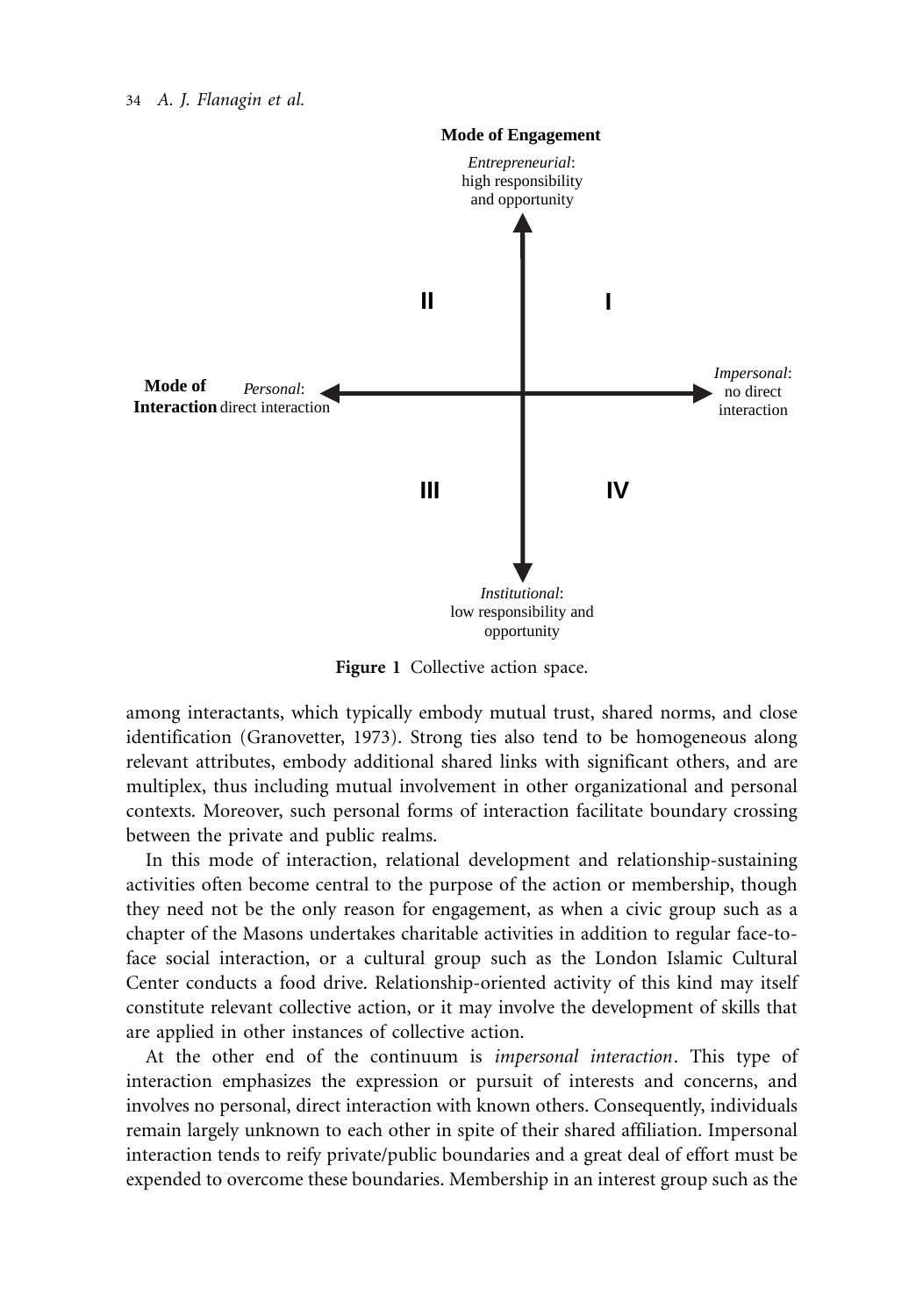**Mode of Engagement**

*Entrepreneurial*: high responsibility and opportunity

**Mode of Interaction** *Personal*: direct interaction

*Impersonal*: no direct interaction

*Institutional*: low responsibility and opportunity

II | I

III | IV

**Figure 1** Collective action space.

among interactants, which typically embody mutual trust, shared norms, and close identification (Granovetter, 1973). Strong ties also tend to be homogeneous along relevant attributes, embody additional shared links with significant others, and are multiplex, thus including mutual involvement in other organizational and personal contexts. Moreover, such personal forms of interaction facilitate boundary crossing between the private and public realms.

In this mode of interaction, relational development and relationship-sustaining activities often become central to the purpose of the action or membership, though they need not be the only reason for engagement, as when a civic group such as a chapter of the Masons undertakes charitable activities in addition to regular face-to-face social interaction, or a cultural group such as the London Islamic Cultural Center conducts a food drive. Relationship-oriented activity of this kind may itself constitute relevant collective action, or it may involve the development of skills that are applied in other instances of collective action.

At the other end of the continuum is *impersonal interaction*. This type of interaction emphasizes the expression or pursuit of interests and concerns, and involves no personal, direct interaction with known others. Consequently, individuals remain largely unknown to each other in spite of their shared affiliation. Impersonal interaction tends to reify private/public boundaries and a great deal of effort must be expended to overcome these boundaries. Membership in an interest group such as the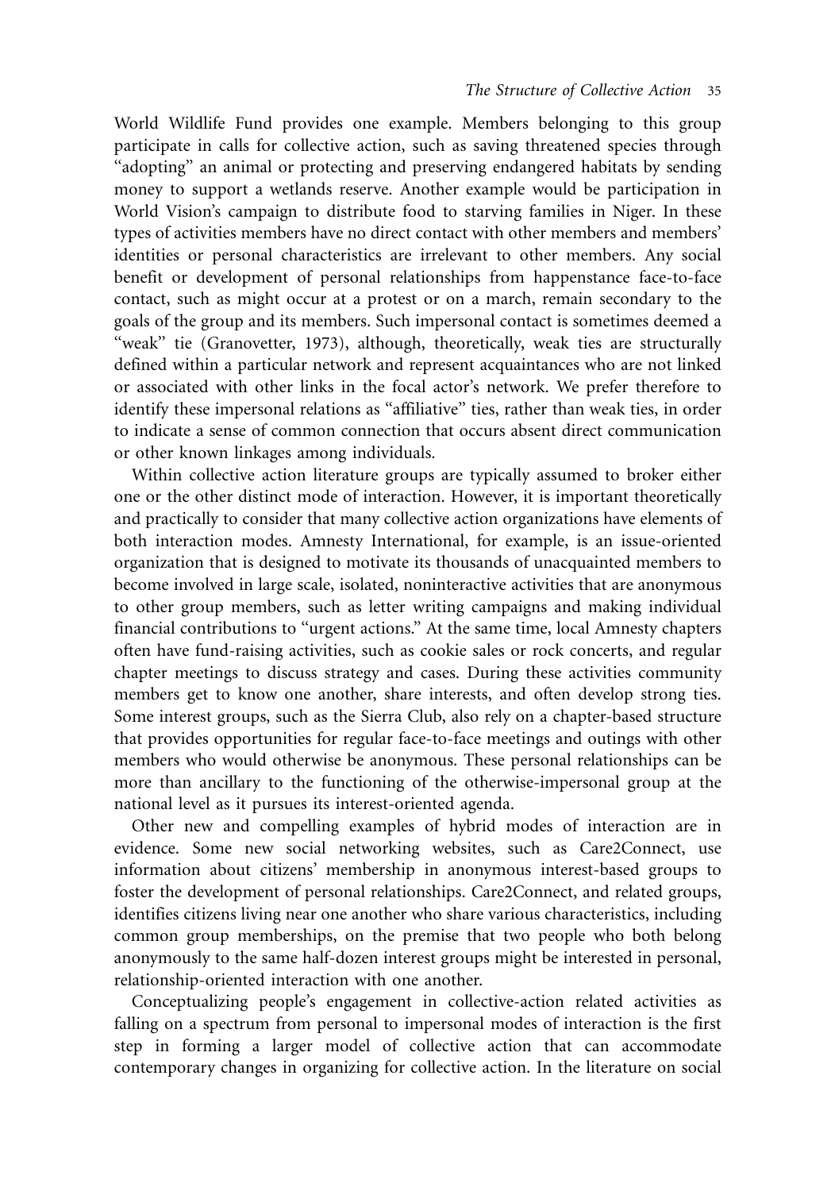World Wildlife Fund provides one example. Members belonging to this group participate in calls for collective action, such as saving threatened species through "adopting" an animal or protecting and preserving endangered habitats by sending money to support a wetlands reserve. Another example would be participation in World Vision's campaign to distribute food to starving families in Niger. In these types of activities members have no direct contact with other members and members' identities or personal characteristics are irrelevant to other members. Any social benefit or development of personal relationships from happenstance face-to-face contact, such as might occur at a protest or on a march, remain secondary to the goals of the group and its members. Such impersonal contact is sometimes deemed a "weak" tie (Granovetter, 1973), although, theoretically, weak ties are structurally defined within a particular network and represent acquaintances who are not linked or associated with other links in the focal actor's network. We prefer therefore to identify these impersonal relations as "affiliative" ties, rather than weak ties, in order to indicate a sense of common connection that occurs absent direct communication or other known linkages among individuals.

Within collective action literature groups are typically assumed to broker either one or the other distinct mode of interaction. However, it is important theoretically and practically to consider that many collective action organizations have elements of both interaction modes. Amnesty International, for example, is an issue-oriented organization that is designed to motivate its thousands of unacquainted members to become involved in large scale, isolated, noninteractive activities that are anonymous to other group members, such as letter writing campaigns and making individual financial contributions to "urgent actions." At the same time, local Amnesty chapters often have fund-raising activities, such as cookie sales or rock concerts, and regular chapter meetings to discuss strategy and cases. During these activities community members get to know one another, share interests, and often develop strong ties. Some interest groups, such as the Sierra Club, also rely on a chapter-based structure that provides opportunities for regular face-to-face meetings and outings with other members who would otherwise be anonymous. These personal relationships can be more than ancillary to the functioning of the otherwise-impersonal group at the national level as it pursues its interest-oriented agenda.

Other new and compelling examples of hybrid modes of interaction are in evidence. Some new social networking websites, such as Care2Connect, use information about citizens' membership in anonymous interest-based groups to foster the development of personal relationships. Care2Connect, and related groups, identifies citizens living near one another who share various characteristics, including common group memberships, on the premise that two people who both belong anonymously to the same half-dozen interest groups might be interested in personal, relationship-oriented interaction with one another.

Conceptualizing people's engagement in collective-action related activities as falling on a spectrum from personal to impersonal modes of interaction is the first step in forming a larger model of collective action that can accommodate contemporary changes in organizing for collective action. In the literature on social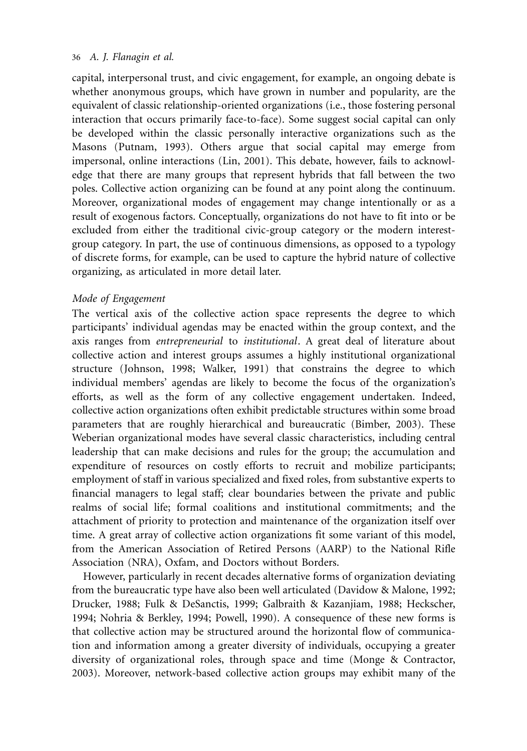capital, interpersonal trust, and civic engagement, for example, an ongoing debate is whether anonymous groups, which have grown in number and popularity, are the equivalent of classic relationship-oriented organizations (i.e., those fostering personal interaction that occurs primarily face-to-face). Some suggest social capital can only be developed within the classic personally interactive organizations such as the Masons (Putnam, 1993). Others argue that social capital may emerge from impersonal, online interactions (Lin, 2001). This debate, however, fails to acknowledge that there are many groups that represent hybrids that fall between the two poles. Collective action organizing can be found at any point along the continuum. Moreover, organizational modes of engagement may change intentionally or as a result of exogenous factors. Conceptually, organizations do not have to fit into or be excluded from either the traditional civic-group category or the modern interest-group category. In part, the use of continuous dimensions, as opposed to a typology of discrete forms, for example, can be used to capture the hybrid nature of collective organizing, as articulated in more detail later.

### *Mode of Engagement*

The vertical axis of the collective action space represents the degree to which participants' individual agendas may be enacted within the group context, and the axis ranges from *entrepreneurial* to *institutional*. A great deal of literature about collective action and interest groups assumes a highly institutional organizational structure (Johnson, 1998; Walker, 1991) that constrains the degree to which individual members' agendas are likely to become the focus of the organization's efforts, as well as the form of any collective engagement undertaken. Indeed, collective action organizations often exhibit predictable structures within some broad parameters that are roughly hierarchical and bureaucratic (Bimber, 2003). These Weberian organizational modes have several classic characteristics, including central leadership that can make decisions and rules for the group; the accumulation and expenditure of resources on costly efforts to recruit and mobilize participants; employment of staff in various specialized and fixed roles, from substantive experts to financial managers to legal staff; clear boundaries between the private and public realms of social life; formal coalitions and institutional commitments; and the attachment of priority to protection and maintenance of the organization itself over time. A great array of collective action organizations fit some variant of this model, from the American Association of Retired Persons (AARP) to the National Rifle Association (NRA), Oxfam, and Doctors without Borders.

However, particularly in recent decades alternative forms of organization deviating from the bureaucratic type have also been well articulated (Davidow & Malone, 1992; Drucker, 1988; Fulk & DeSanctis, 1999; Galbraith & Kazanjiam, 1988; Heckscher, 1994; Nohria & Berkley, 1994; Powell, 1990). A consequence of these new forms is that collective action may be structured around the horizontal flow of communication and information among a greater diversity of individuals, occupying a greater diversity of organizational roles, through space and time (Monge & Contractor, 2003). Moreover, network-based collective action groups may exhibit many of the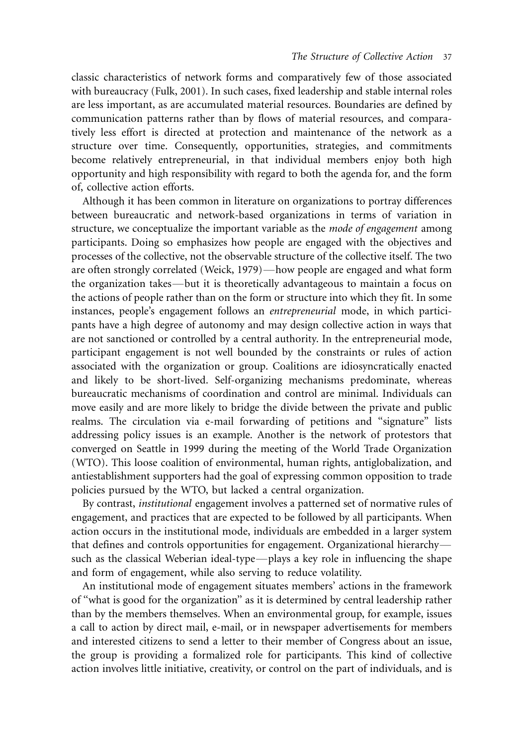classic characteristics of network forms and comparatively few of those associated with bureaucracy (Fulk, 2001). In such cases, fixed leadership and stable internal roles are less important, as are accumulated material resources. Boundaries are defined by communication patterns rather than by flows of material resources, and comparatively less effort is directed at protection and maintenance of the network as a structure over time. Consequently, opportunities, strategies, and commitments become relatively entrepreneurial, in that individual members enjoy both high opportunity and high responsibility with regard to both the agenda for, and the form of, collective action efforts.

Although it has been common in literature on organizations to portray differences between bureaucratic and network-based organizations in terms of variation in structure, we conceptualize the important variable as the *mode of engagement* among participants. Doing so emphasizes how people are engaged with the objectives and processes of the collective, not the observable structure of the collective itself. The two are often strongly correlated (Weick, 1979)—how people are engaged and what form the organization takes—but it is theoretically advantageous to maintain a focus on the actions of people rather than on the form or structure into which they fit. In some instances, people's engagement follows an *entrepreneurial* mode, in which participants have a high degree of autonomy and may design collective action in ways that are not sanctioned or controlled by a central authority. In the entrepreneurial mode, participant engagement is not well bounded by the constraints or rules of action associated with the organization or group. Coalitions are idiosyncratically enacted and likely to be short-lived. Self-organizing mechanisms predominate, whereas bureaucratic mechanisms of coordination and control are minimal. Individuals can move easily and are more likely to bridge the divide between the private and public realms. The circulation via e-mail forwarding of petitions and "signature" lists addressing policy issues is an example. Another is the network of protestors that converged on Seattle in 1999 during the meeting of the World Trade Organization (WTO). This loose coalition of environmental, human rights, antiglobalization, and antiestablishment supporters had the goal of expressing common opposition to trade policies pursued by the WTO, but lacked a central organization.

By contrast, *institutional* engagement involves a patterned set of normative rules of engagement, and practices that are expected to be followed by all participants. When action occurs in the institutional mode, individuals are embedded in a larger system that defines and controls opportunities for engagement. Organizational hierarchy—such as the classical Weberian ideal-type—plays a key role in influencing the shape and form of engagement, while also serving to reduce volatility.

An institutional mode of engagement situates members' actions in the framework of "what is good for the organization" as it is determined by central leadership rather than by the members themselves. When an environmental group, for example, issues a call to action by direct mail, e-mail, or in newspaper advertisements for members and interested citizens to send a letter to their member of Congress about an issue, the group is providing a formalized role for participants. This kind of collective action involves little initiative, creativity, or control on the part of individuals, and is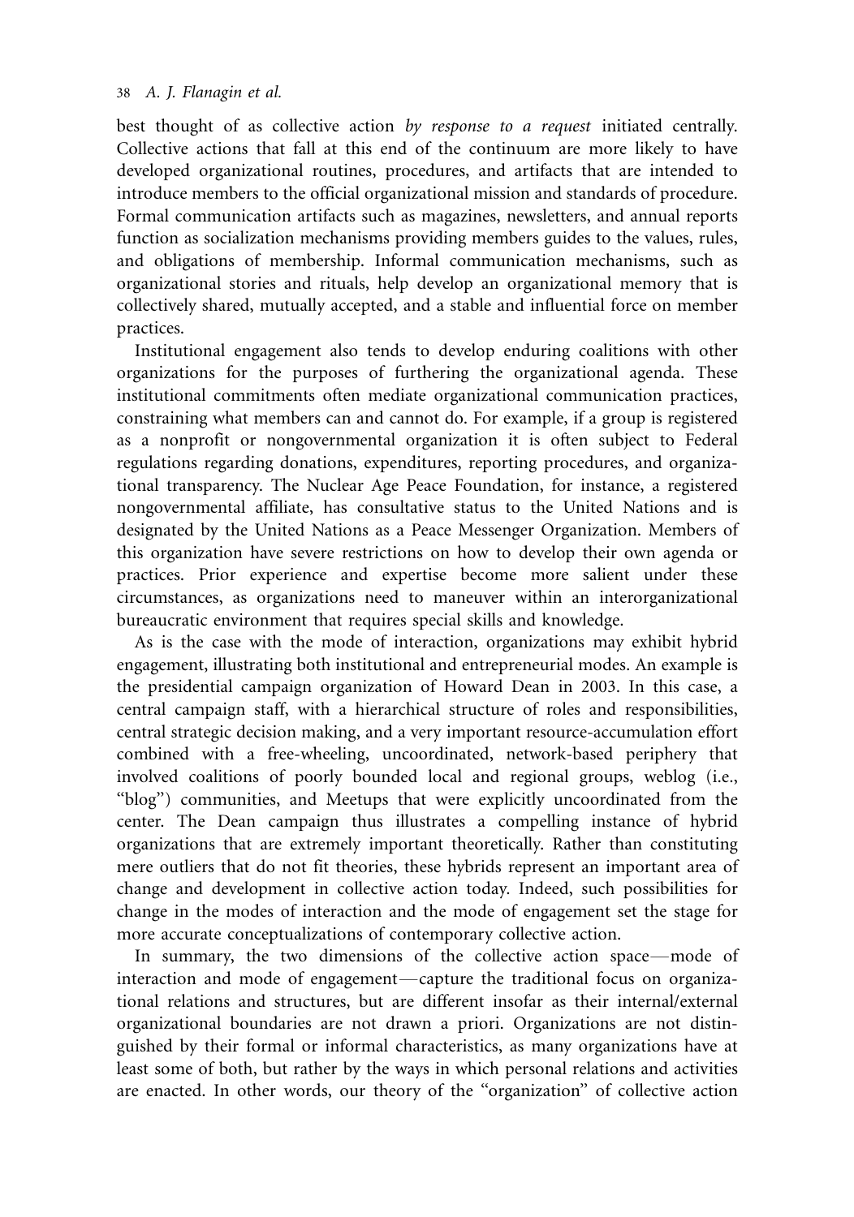best thought of as collective action *by response to a request* initiated centrally. Collective actions that fall at this end of the continuum are more likely to have developed organizational routines, procedures, and artifacts that are intended to introduce members to the official organizational mission and standards of procedure. Formal communication artifacts such as magazines, newsletters, and annual reports function as socialization mechanisms providing members guides to the values, rules, and obligations of membership. Informal communication mechanisms, such as organizational stories and rituals, help develop an organizational memory that is collectively shared, mutually accepted, and a stable and influential force on member practices.

Institutional engagement also tends to develop enduring coalitions with other organizations for the purposes of furthering the organizational agenda. These institutional commitments often mediate organizational communication practices, constraining what members can and cannot do. For example, if a group is registered as a nonprofit or nongovernmental organization it is often subject to Federal regulations regarding donations, expenditures, reporting procedures, and organizational transparency. The Nuclear Age Peace Foundation, for instance, a registered nongovernmental affiliate, has consultative status to the United Nations and is designated by the United Nations as a Peace Messenger Organization. Members of this organization have severe restrictions on how to develop their own agenda or practices. Prior experience and expertise become more salient under these circumstances, as organizations need to maneuver within an interorganizational bureaucratic environment that requires special skills and knowledge.

As is the case with the mode of interaction, organizations may exhibit hybrid engagement, illustrating both institutional and entrepreneurial modes. An example is the presidential campaign organization of Howard Dean in 2003. In this case, a central campaign staff, with a hierarchical structure of roles and responsibilities, central strategic decision making, and a very important resource-accumulation effort combined with a free-wheeling, uncoordinated, network-based periphery that involved coalitions of poorly bounded local and regional groups, weblog (i.e., "blog") communities, and Meetups that were explicitly uncoordinated from the center. The Dean campaign thus illustrates a compelling instance of hybrid organizations that are extremely important theoretically. Rather than constituting mere outliers that do not fit theories, these hybrids represent an important area of change and development in collective action today. Indeed, such possibilities for change in the modes of interaction and the mode of engagement set the stage for more accurate conceptualizations of contemporary collective action.

In summary, the two dimensions of the collective action space—mode of interaction and mode of engagement—capture the traditional focus on organizational relations and structures, but are different insofar as their internal/external organizational boundaries are not drawn a priori. Organizations are not distinguished by their formal or informal characteristics, as many organizations have at least some of both, but rather by the ways in which personal relations and activities are enacted. In other words, our theory of the "organization" of collective action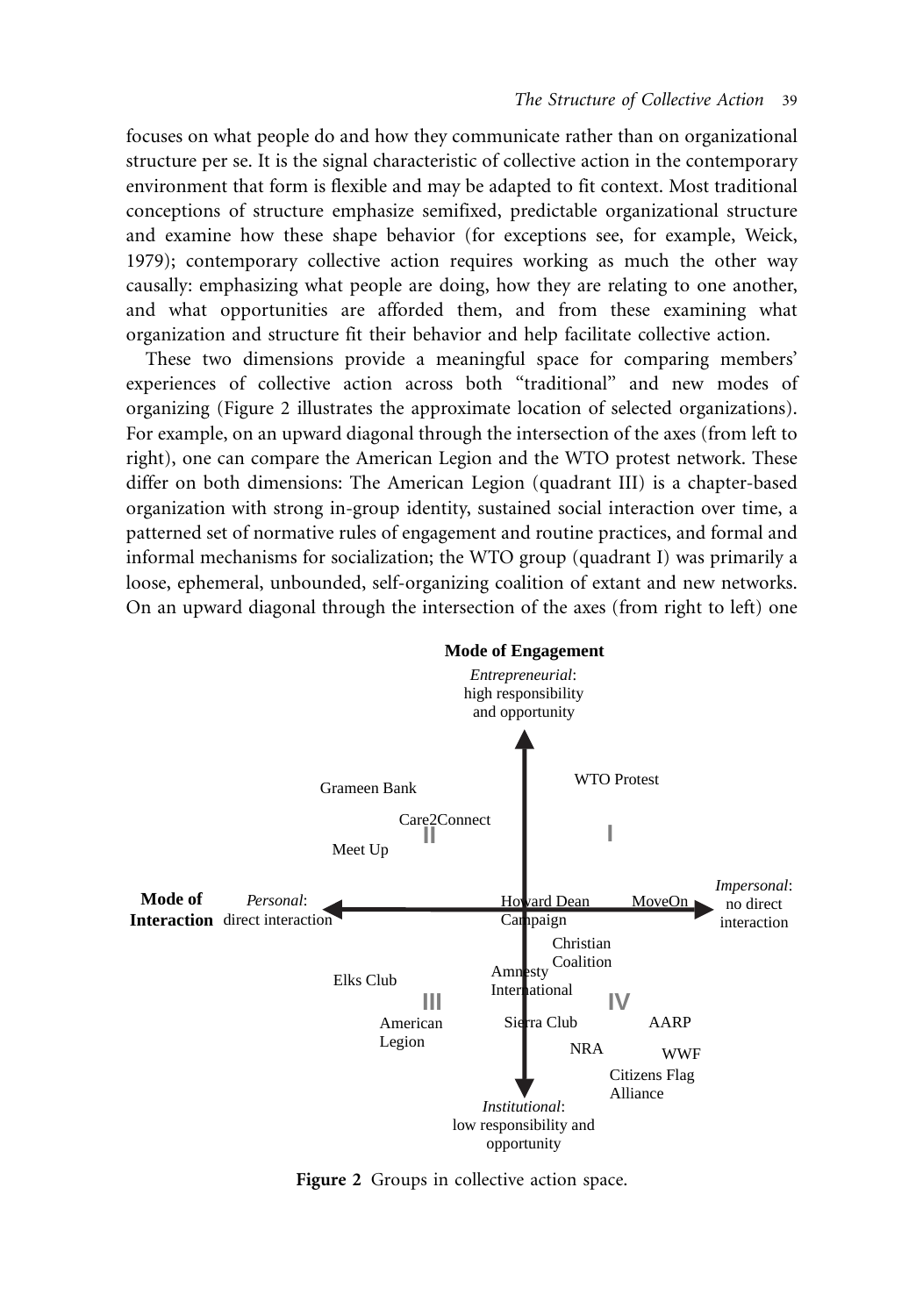focuses on what people do and how they communicate rather than on organizational structure per se. It is the signal characteristic of collective action in the contemporary environment that form is flexible and may be adapted to fit context. Most traditional conceptions of structure emphasize semifixed, predictable organizational structure and examine how these shape behavior (for exceptions see, for example, Weick, 1979); contemporary collective action requires working as much the other way causally: emphasizing what people are doing, how they are relating to one another, and what opportunities are afforded them, and from these examining what organization and structure fit their behavior and help facilitate collective action.

These two dimensions provide a meaningful space for comparing members' experiences of collective action across both "traditional" and new modes of organizing (Figure 2 illustrates the approximate location of selected organizations). For example, on an upward diagonal through the intersection of the axes (from left to right), one can compare the American Legion and the WTO protest network. These differ on both dimensions: The American Legion (quadrant III) is a chapter-based organization with strong in-group identity, sustained social interaction over time, a patterned set of normative rules of engagement and routine practices, and formal and informal mechanisms for socialization; the WTO group (quadrant I) was primarily a loose, ephemeral, unbounded, self-organizing coalition of extant and new networks. On an upward diagonal through the intersection of the axes (from right to left) one

**Figure 2** Groups in collective action space.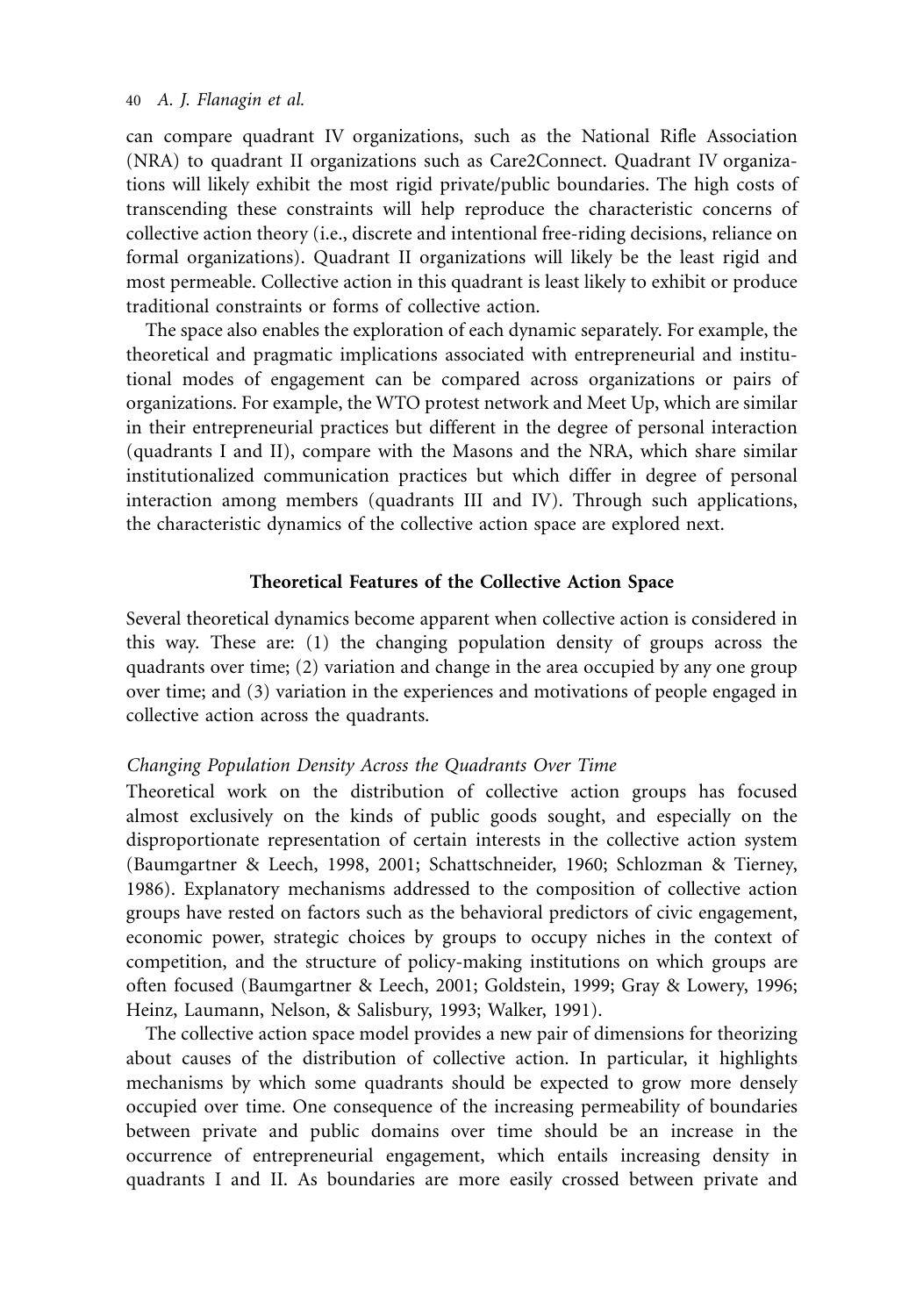can compare quadrant IV organizations, such as the National Rifle Association (NRA) to quadrant II organizations such as Care2Connect. Quadrant IV organizations will likely exhibit the most rigid private/public boundaries. The high costs of transcending these constraints will help reproduce the characteristic concerns of collective action theory (i.e., discrete and intentional free-riding decisions, reliance on formal organizations). Quadrant II organizations will likely be the least rigid and most permeable. Collective action in this quadrant is least likely to exhibit or produce traditional constraints or forms of collective action.

The space also enables the exploration of each dynamic separately. For example, the theoretical and pragmatic implications associated with entrepreneurial and institutional modes of engagement can be compared across organizations or pairs of organizations. For example, the WTO protest network and Meet Up, which are similar in their entrepreneurial practices but different in the degree of personal interaction (quadrants I and II), compare with the Masons and the NRA, which share similar institutionalized communication practices but which differ in degree of personal interaction among members (quadrants III and IV). Through such applications, the characteristic dynamics of the collective action space are explored next.

## Theoretical Features of the Collective Action Space

Several theoretical dynamics become apparent when collective action is considered in this way. These are: (1) the changing population density of groups across the quadrants over time; (2) variation and change in the area occupied by any one group over time; and (3) variation in the experiences and motivations of people engaged in collective action across the quadrants.

### *Changing Population Density Across the Quadrants Over Time*

Theoretical work on the distribution of collective action groups has focused almost exclusively on the kinds of public goods sought, and especially on the disproportionate representation of certain interests in the collective action system (Baumgartner & Leech, 1998, 2001; Schattschneider, 1960; Schlozman & Tierney, 1986). Explanatory mechanisms addressed to the composition of collective action groups have rested on factors such as the behavioral predictors of civic engagement, economic power, strategic choices by groups to occupy niches in the context of competition, and the structure of policy-making institutions on which groups are often focused (Baumgartner & Leech, 2001; Goldstein, 1999; Gray & Lowery, 1996; Heinz, Laumann, Nelson, & Salisbury, 1993; Walker, 1991).

The collective action space model provides a new pair of dimensions for theorizing about causes of the distribution of collective action. In particular, it highlights mechanisms by which some quadrants should be expected to grow more densely occupied over time. One consequence of the increasing permeability of boundaries between private and public domains over time should be an increase in the occurrence of entrepreneurial engagement, which entails increasing density in quadrants I and II. As boundaries are more easily crossed between private and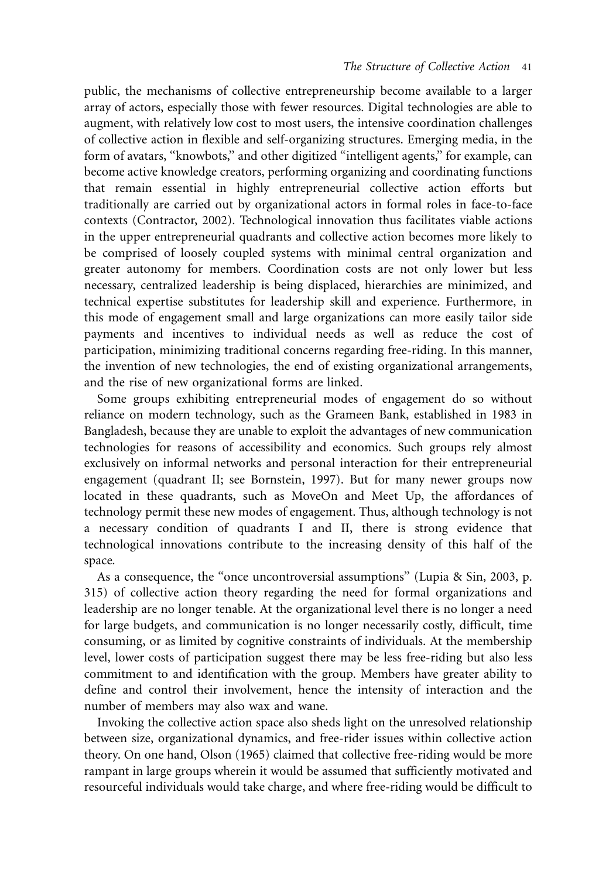public, the mechanisms of collective entrepreneurship become available to a larger array of actors, especially those with fewer resources. Digital technologies are able to augment, with relatively low cost to most users, the intensive coordination challenges of collective action in flexible and self-organizing structures. Emerging media, in the form of avatars, "knowbots," and other digitized "intelligent agents," for example, can become active knowledge creators, performing organizing and coordinating functions that remain essential in highly entrepreneurial collective action efforts but traditionally are carried out by organizational actors in formal roles in face-to-face contexts (Contractor, 2002). Technological innovation thus facilitates viable actions in the upper entrepreneurial quadrants and collective action becomes more likely to be comprised of loosely coupled systems with minimal central organization and greater autonomy for members. Coordination costs are not only lower but less necessary, centralized leadership is being displaced, hierarchies are minimized, and technical expertise substitutes for leadership skill and experience. Furthermore, in this mode of engagement small and large organizations can more easily tailor side payments and incentives to individual needs as well as reduce the cost of participation, minimizing traditional concerns regarding free-riding. In this manner, the invention of new technologies, the end of existing organizational arrangements, and the rise of new organizational forms are linked.

Some groups exhibiting entrepreneurial modes of engagement do so without reliance on modern technology, such as the Grameen Bank, established in 1983 in Bangladesh, because they are unable to exploit the advantages of new communication technologies for reasons of accessibility and economics. Such groups rely almost exclusively on informal networks and personal interaction for their entrepreneurial engagement (quadrant II; see Bornstein, 1997). But for many newer groups now located in these quadrants, such as MoveOn and Meet Up, the affordances of technology permit these new modes of engagement. Thus, although technology is not a necessary condition of quadrants I and II, there is strong evidence that technological innovations contribute to the increasing density of this half of the space.

As a consequence, the "once uncontroversial assumptions" (Lupia & Sin, 2003, p. 315) of collective action theory regarding the need for formal organizations and leadership are no longer tenable. At the organizational level there is no longer a need for large budgets, and communication is no longer necessarily costly, difficult, time consuming, or as limited by cognitive constraints of individuals. At the membership level, lower costs of participation suggest there may be less free-riding but also less commitment to and identification with the group. Members have greater ability to define and control their involvement, hence the intensity of interaction and the number of members may also wax and wane.

Invoking the collective action space also sheds light on the unresolved relationship between size, organizational dynamics, and free-rider issues within collective action theory. On one hand, Olson (1965) claimed that collective free-riding would be more rampant in large groups wherein it would be assumed that sufficiently motivated and resourceful individuals would take charge, and where free-riding would be difficult to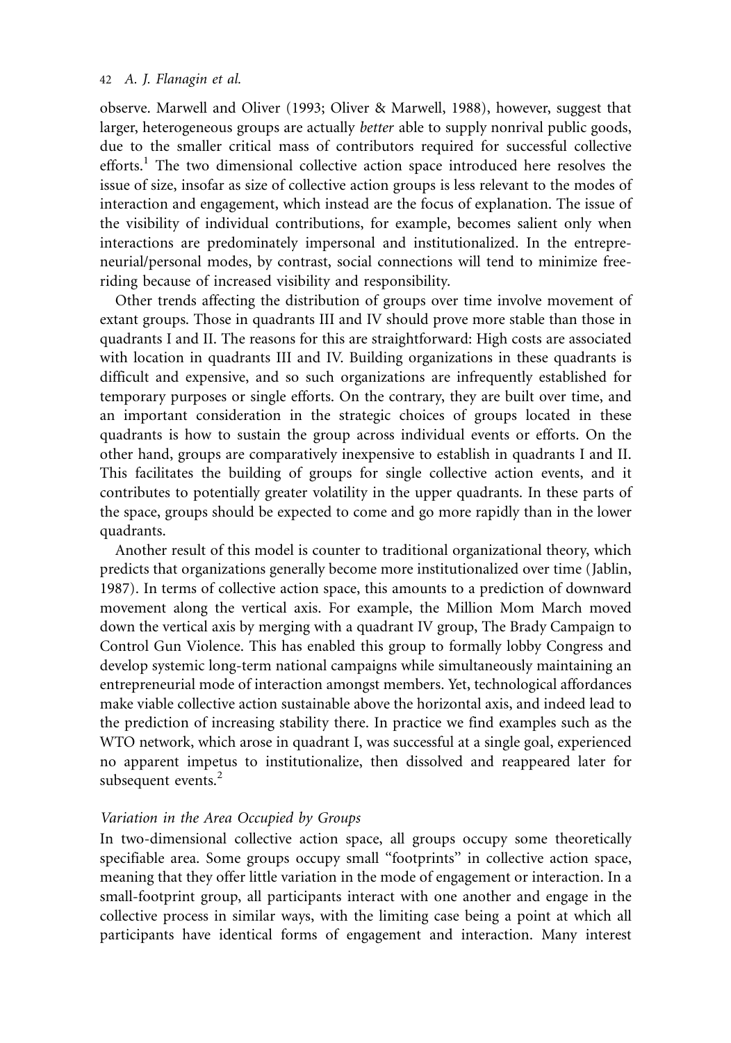observe. Marwell and Oliver (1993; Oliver & Marwell, 1988), however, suggest that larger, heterogeneous groups are actually *better* able to supply nonrival public goods, due to the smaller critical mass of contributors required for successful collective efforts.[1] The two dimensional collective action space introduced here resolves the issue of size, insofar as size of collective action groups is less relevant to the modes of interaction and engagement, which instead are the focus of explanation. The issue of the visibility of individual contributions, for example, becomes salient only when interactions are predominately impersonal and institutionalized. In the entrepreneurial/personal modes, by contrast, social connections will tend to minimize free-riding because of increased visibility and responsibility.

Other trends affecting the distribution of groups over time involve movement of extant groups. Those in quadrants III and IV should prove more stable than those in quadrants I and II. The reasons for this are straightforward: High costs are associated with location in quadrants III and IV. Building organizations in these quadrants is difficult and expensive, and so such organizations are infrequently established for temporary purposes or single efforts. On the contrary, they are built over time, and an important consideration in the strategic choices of groups located in these quadrants is how to sustain the group across individual events or efforts. On the other hand, groups are comparatively inexpensive to establish in quadrants I and II. This facilitates the building of groups for single collective action events, and it contributes to potentially greater volatility in the upper quadrants. In these parts of the space, groups should be expected to come and go more rapidly than in the lower quadrants.

Another result of this model is counter to traditional organizational theory, which predicts that organizations generally become more institutionalized over time (Jablin, 1987). In terms of collective action space, this amounts to a prediction of downward movement along the vertical axis. For example, the Million Mom March moved down the vertical axis by merging with a quadrant IV group, The Brady Campaign to Control Gun Violence. This has enabled this group to formally lobby Congress and develop systemic long-term national campaigns while simultaneously maintaining an entrepreneurial mode of interaction amongst members. Yet, technological affordances make viable collective action sustainable above the horizontal axis, and indeed lead to the prediction of increasing stability there. In practice we find examples such as the WTO network, which arose in quadrant I, was successful at a single goal, experienced no apparent impetus to institutionalize, then dissolved and reappeared later for subsequent events.[2]

### *Variation in the Area Occupied by Groups*

In two-dimensional collective action space, all groups occupy some theoretically specifiable area. Some groups occupy small "footprints" in collective action space, meaning that they offer little variation in the mode of engagement or interaction. In a small-footprint group, all participants interact with one another and engage in the collective process in similar ways, with the limiting case being a point at which all participants have identical forms of engagement and interaction. Many interest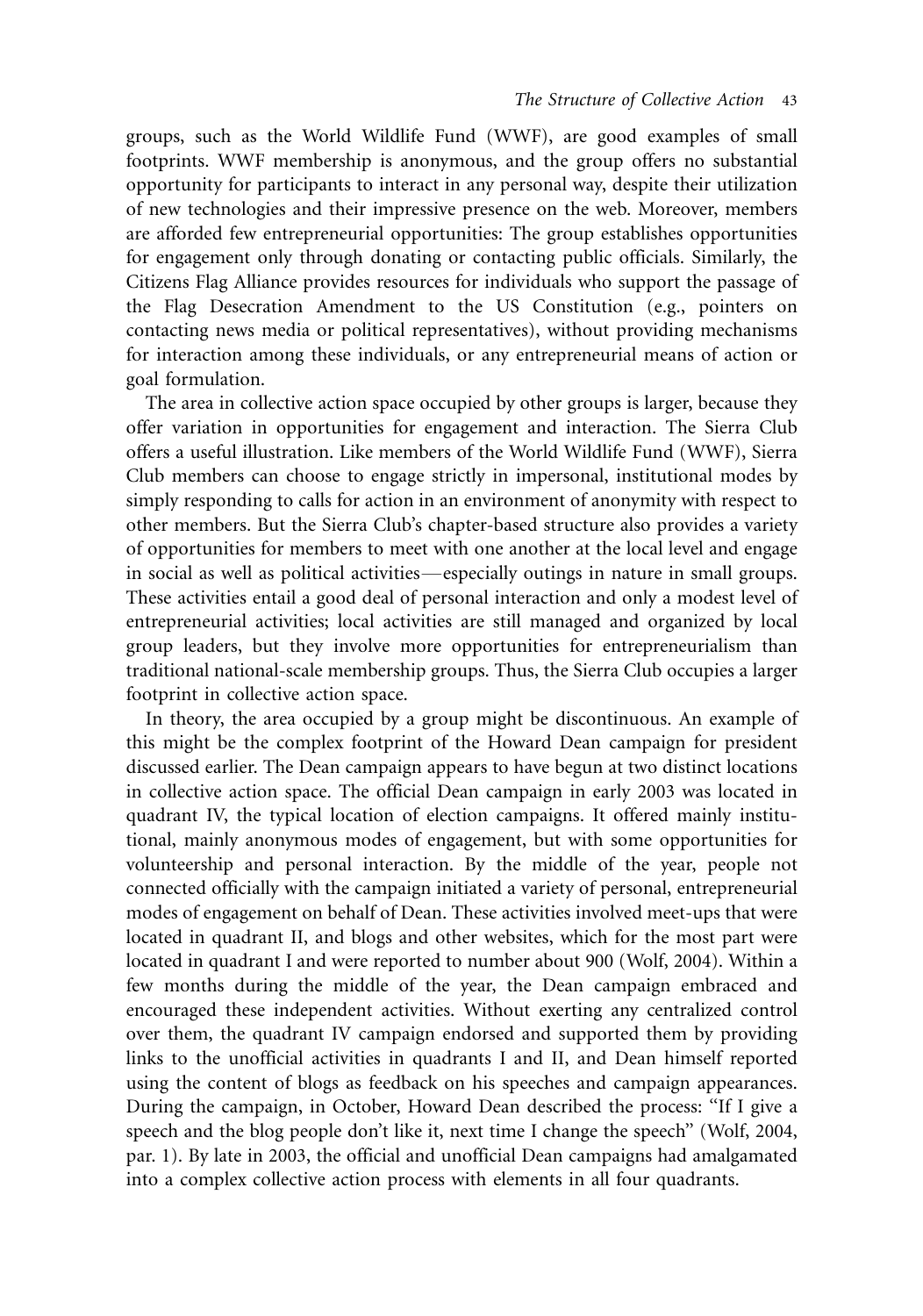groups, such as the World Wildlife Fund (WWF), are good examples of small footprints. WWF membership is anonymous, and the group offers no substantial opportunity for participants to interact in any personal way, despite their utilization of new technologies and their impressive presence on the web. Moreover, members are afforded few entrepreneurial opportunities: The group establishes opportunities for engagement only through donating or contacting public officials. Similarly, the Citizens Flag Alliance provides resources for individuals who support the passage of the Flag Desecration Amendment to the US Constitution (e.g., pointers on contacting news media or political representatives), without providing mechanisms for interaction among these individuals, or any entrepreneurial means of action or goal formulation.

The area in collective action space occupied by other groups is larger, because they offer variation in opportunities for engagement and interaction. The Sierra Club offers a useful illustration. Like members of the World Wildlife Fund (WWF), Sierra Club members can choose to engage strictly in impersonal, institutional modes by simply responding to calls for action in an environment of anonymity with respect to other members. But the Sierra Club's chapter-based structure also provides a variety of opportunities for members to meet with one another at the local level and engage in social as well as political activities—especially outings in nature in small groups. These activities entail a good deal of personal interaction and only a modest level of entrepreneurial activities; local activities are still managed and organized by local group leaders, but they involve more opportunities for entrepreneurialism than traditional national-scale membership groups. Thus, the Sierra Club occupies a larger footprint in collective action space.

In theory, the area occupied by a group might be discontinuous. An example of this might be the complex footprint of the Howard Dean campaign for president discussed earlier. The Dean campaign appears to have begun at two distinct locations in collective action space. The official Dean campaign in early 2003 was located in quadrant IV, the typical location of election campaigns. It offered mainly institutional, mainly anonymous modes of engagement, but with some opportunities for volunteership and personal interaction. By the middle of the year, people not connected officially with the campaign initiated a variety of personal, entrepreneurial modes of engagement on behalf of Dean. These activities involved meet-ups that were located in quadrant II, and blogs and other websites, which for the most part were located in quadrant I and were reported to number about 900 (Wolf, 2004). Within a few months during the middle of the year, the Dean campaign embraced and encouraged these independent activities. Without exerting any centralized control over them, the quadrant IV campaign endorsed and supported them by providing links to the unofficial activities in quadrants I and II, and Dean himself reported using the content of blogs as feedback on his speeches and campaign appearances. During the campaign, in October, Howard Dean described the process: "If I give a speech and the blog people don't like it, next time I change the speech" (Wolf, 2004, par. 1). By late in 2003, the official and unofficial Dean campaigns had amalgamated into a complex collective action process with elements in all four quadrants.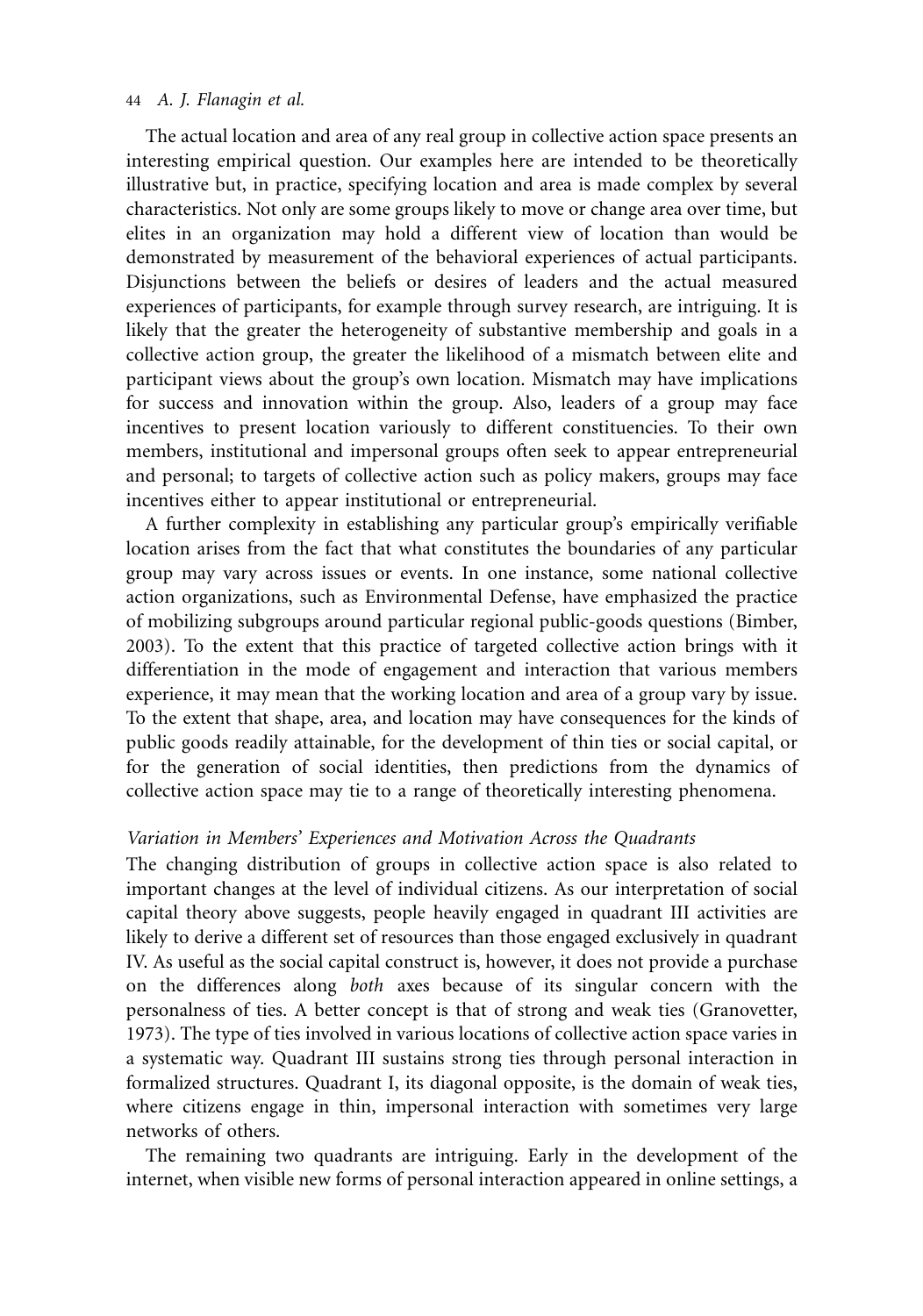The actual location and area of any real group in collective action space presents an interesting empirical question. Our examples here are intended to be theoretically illustrative but, in practice, specifying location and area is made complex by several characteristics. Not only are some groups likely to move or change area over time, but elites in an organization may hold a different view of location than would be demonstrated by measurement of the behavioral experiences of actual participants. Disjunctions between the beliefs or desires of leaders and the actual measured experiences of participants, for example through survey research, are intriguing. It is likely that the greater the heterogeneity of substantive membership and goals in a collective action group, the greater the likelihood of a mismatch between elite and participant views about the group's own location. Mismatch may have implications for success and innovation within the group. Also, leaders of a group may face incentives to present location variously to different constituencies. To their own members, institutional and impersonal groups often seek to appear entrepreneurial and personal; to targets of collective action such as policy makers, groups may face incentives either to appear institutional or entrepreneurial.

A further complexity in establishing any particular group's empirically verifiable location arises from the fact that what constitutes the boundaries of any particular group may vary across issues or events. In one instance, some national collective action organizations, such as Environmental Defense, have emphasized the practice of mobilizing subgroups around particular regional public-goods questions (Bimber, 2003). To the extent that this practice of targeted collective action brings with it differentiation in the mode of engagement and interaction that various members experience, it may mean that the working location and area of a group vary by issue. To the extent that shape, area, and location may have consequences for the kinds of public goods readily attainable, for the development of thin ties or social capital, or for the generation of social identities, then predictions from the dynamics of collective action space may tie to a range of theoretically interesting phenomena.

### *Variation in Members' Experiences and Motivation Across the Quadrants*

The changing distribution of groups in collective action space is also related to important changes at the level of individual citizens. As our interpretation of social capital theory above suggests, people heavily engaged in quadrant III activities are likely to derive a different set of resources than those engaged exclusively in quadrant IV. As useful as the social capital construct is, however, it does not provide a purchase on the differences along *both* axes because of its singular concern with the personalness of ties. A better concept is that of strong and weak ties (Granovetter, 1973). The type of ties involved in various locations of collective action space varies in a systematic way. Quadrant III sustains strong ties through personal interaction in formalized structures. Quadrant I, its diagonal opposite, is the domain of weak ties, where citizens engage in thin, impersonal interaction with sometimes very large networks of others.

The remaining two quadrants are intriguing. Early in the development of the internet, when visible new forms of personal interaction appeared in online settings, a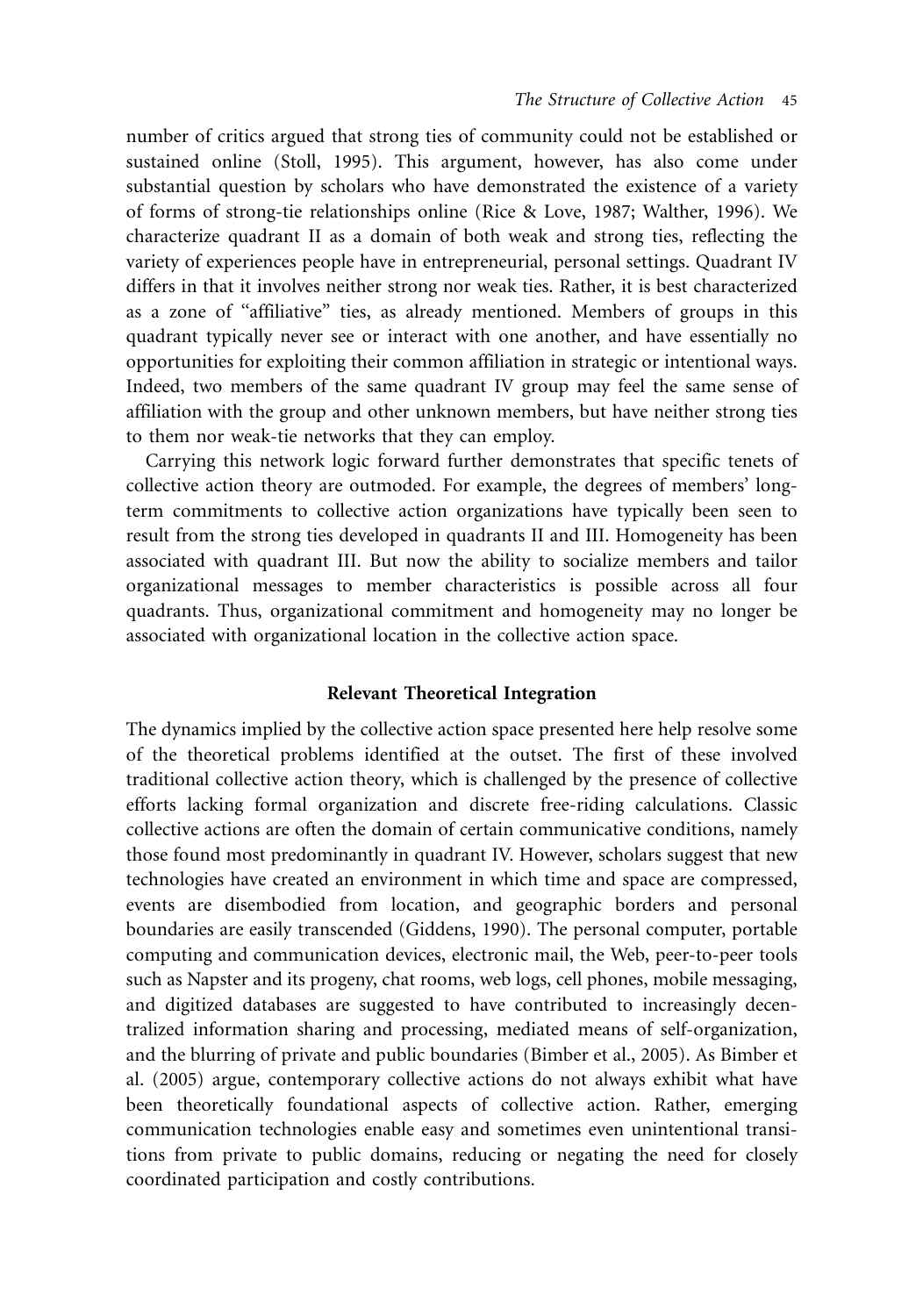number of critics argued that strong ties of community could not be established or sustained online (Stoll, 1995). This argument, however, has also come under substantial question by scholars who have demonstrated the existence of a variety of forms of strong-tie relationships online (Rice & Love, 1987; Walther, 1996). We characterize quadrant II as a domain of both weak and strong ties, reflecting the variety of experiences people have in entrepreneurial, personal settings. Quadrant IV differs in that it involves neither strong nor weak ties. Rather, it is best characterized as a zone of "affiliative" ties, as already mentioned. Members of groups in this quadrant typically never see or interact with one another, and have essentially no opportunities for exploiting their common affiliation in strategic or intentional ways. Indeed, two members of the same quadrant IV group may feel the same sense of affiliation with the group and other unknown members, but have neither strong ties to them nor weak-tie networks that they can employ.

Carrying this network logic forward further demonstrates that specific tenets of collective action theory are outmoded. For example, the degrees of members' long-term commitments to collective action organizations have typically been seen to result from the strong ties developed in quadrants II and III. Homogeneity has been associated with quadrant III. But now the ability to socialize members and tailor organizational messages to member characteristics is possible across all four quadrants. Thus, organizational commitment and homogeneity may no longer be associated with organizational location in the collective action space.

## Relevant Theoretical Integration

The dynamics implied by the collective action space presented here help resolve some of the theoretical problems identified at the outset. The first of these involved traditional collective action theory, which is challenged by the presence of collective efforts lacking formal organization and discrete free-riding calculations. Classic collective actions are often the domain of certain communicative conditions, namely those found most predominantly in quadrant IV. However, scholars suggest that new technologies have created an environment in which time and space are compressed, events are disembodied from location, and geographic borders and personal boundaries are easily transcended (Giddens, 1990). The personal computer, portable computing and communication devices, electronic mail, the Web, peer-to-peer tools such as Napster and its progeny, chat rooms, web logs, cell phones, mobile messaging, and digitized databases are suggested to have contributed to increasingly decentralized information sharing and processing, mediated means of self-organization, and the blurring of private and public boundaries (Bimber et al., 2005). As Bimber et al. (2005) argue, contemporary collective actions do not always exhibit what have been theoretically foundational aspects of collective action. Rather, emerging communication technologies enable easy and sometimes even unintentional transitions from private to public domains, reducing or negating the need for closely coordinated participation and costly contributions.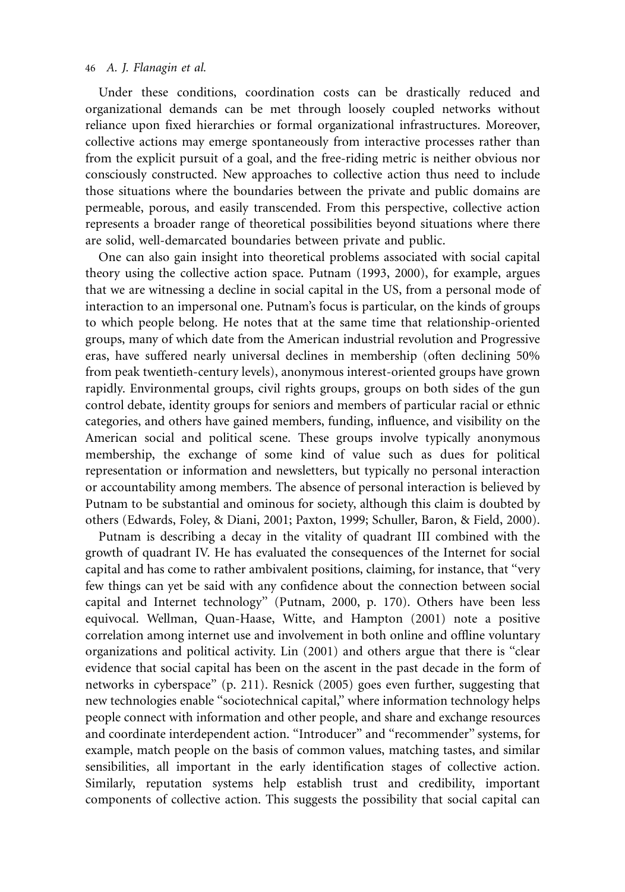Under these conditions, coordination costs can be drastically reduced and organizational demands can be met through loosely coupled networks without reliance upon fixed hierarchies or formal organizational infrastructures. Moreover, collective actions may emerge spontaneously from interactive processes rather than from the explicit pursuit of a goal, and the free-riding metric is neither obvious nor consciously constructed. New approaches to collective action thus need to include those situations where the boundaries between the private and public domains are permeable, porous, and easily transcended. From this perspective, collective action represents a broader range of theoretical possibilities beyond situations where there are solid, well-demarcated boundaries between private and public.

One can also gain insight into theoretical problems associated with social capital theory using the collective action space. Putnam (1993, 2000), for example, argues that we are witnessing a decline in social capital in the US, from a personal mode of interaction to an impersonal one. Putnam's focus is particular, on the kinds of groups to which people belong. He notes that at the same time that relationship-oriented groups, many of which date from the American industrial revolution and Progressive eras, have suffered nearly universal declines in membership (often declining 50% from peak twentieth-century levels), anonymous interest-oriented groups have grown rapidly. Environmental groups, civil rights groups, groups on both sides of the gun control debate, identity groups for seniors and members of particular racial or ethnic categories, and others have gained members, funding, influence, and visibility on the American social and political scene. These groups involve typically anonymous membership, the exchange of some kind of value such as dues for political representation or information and newsletters, but typically no personal interaction or accountability among members. The absence of personal interaction is believed by Putnam to be substantial and ominous for society, although this claim is doubted by others (Edwards, Foley, & Diani, 2001; Paxton, 1999; Schuller, Baron, & Field, 2000).

Putnam is describing a decay in the vitality of quadrant III combined with the growth of quadrant IV. He has evaluated the consequences of the Internet for social capital and has come to rather ambivalent positions, claiming, for instance, that "very few things can yet be said with any confidence about the connection between social capital and Internet technology" (Putnam, 2000, p. 170). Others have been less equivocal. Wellman, Quan-Haase, Witte, and Hampton (2001) note a positive correlation among internet use and involvement in both online and offline voluntary organizations and political activity. Lin (2001) and others argue that there is "clear evidence that social capital has been on the ascent in the past decade in the form of networks in cyberspace" (p. 211). Resnick (2005) goes even further, suggesting that new technologies enable "sociotechnical capital," where information technology helps people connect with information and other people, and share and exchange resources and coordinate interdependent action. "Introducer" and "recommender" systems, for example, match people on the basis of common values, matching tastes, and similar sensibilities, all important in the early identification stages of collective action. Similarly, reputation systems help establish trust and credibility, important components of collective action. This suggests the possibility that social capital can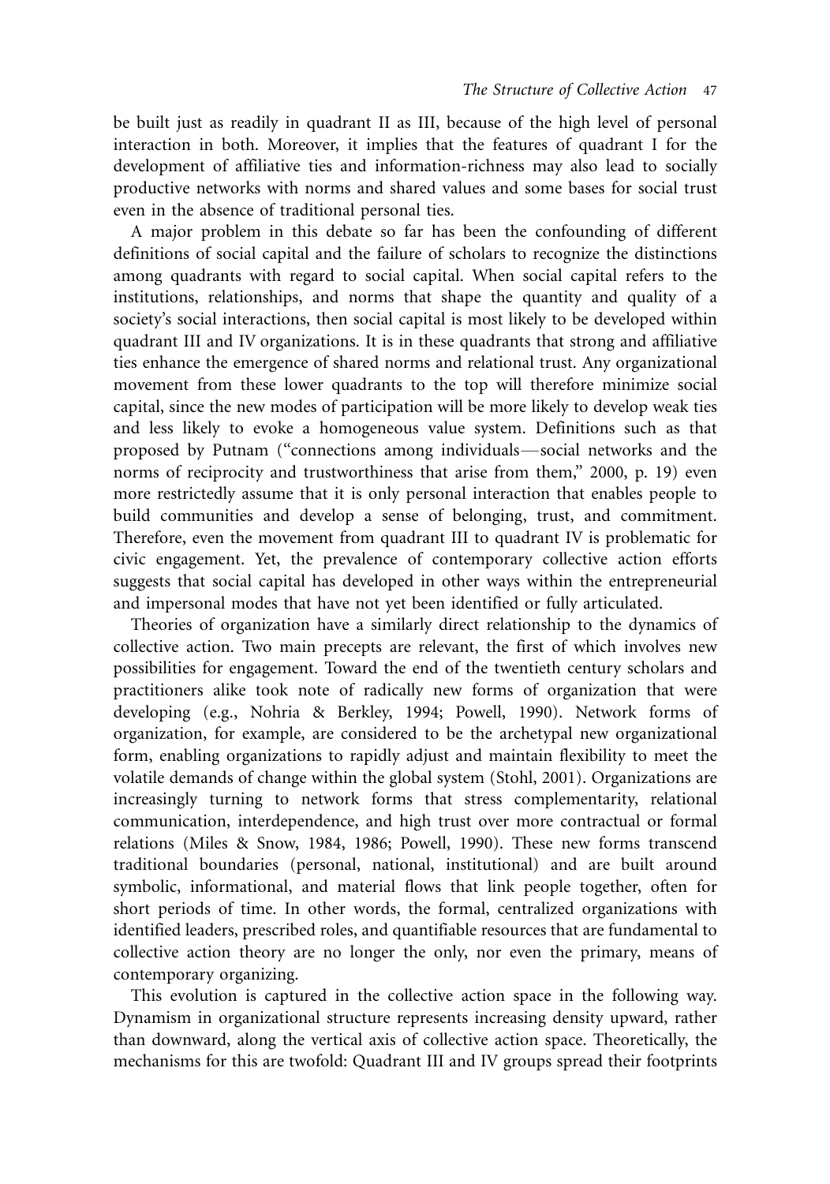be built just as readily in quadrant II as III, because of the high level of personal interaction in both. Moreover, it implies that the features of quadrant I for the development of affiliative ties and information-richness may also lead to socially productive networks with norms and shared values and some bases for social trust even in the absence of traditional personal ties.

A major problem in this debate so far has been the confounding of different definitions of social capital and the failure of scholars to recognize the distinctions among quadrants with regard to social capital. When social capital refers to the institutions, relationships, and norms that shape the quantity and quality of a society's social interactions, then social capital is most likely to be developed within quadrant III and IV organizations. It is in these quadrants that strong and affiliative ties enhance the emergence of shared norms and relational trust. Any organizational movement from these lower quadrants to the top will therefore minimize social capital, since the new modes of participation will be more likely to develop weak ties and less likely to evoke a homogeneous value system. Definitions such as that proposed by Putnam ("connections among individuals—social networks and the norms of reciprocity and trustworthiness that arise from them," 2000, p. 19) even more restrictedly assume that it is only personal interaction that enables people to build communities and develop a sense of belonging, trust, and commitment. Therefore, even the movement from quadrant III to quadrant IV is problematic for civic engagement. Yet, the prevalence of contemporary collective action efforts suggests that social capital has developed in other ways within the entrepreneurial and impersonal modes that have not yet been identified or fully articulated.

Theories of organization have a similarly direct relationship to the dynamics of collective action. Two main precepts are relevant, the first of which involves new possibilities for engagement. Toward the end of the twentieth century scholars and practitioners alike took note of radically new forms of organization that were developing (e.g., Nohria & Berkley, 1994; Powell, 1990). Network forms of organization, for example, are considered to be the archetypal new organizational form, enabling organizations to rapidly adjust and maintain flexibility to meet the volatile demands of change within the global system (Stohl, 2001). Organizations are increasingly turning to network forms that stress complementarity, relational communication, interdependence, and high trust over more contractual or formal relations (Miles & Snow, 1984, 1986; Powell, 1990). These new forms transcend traditional boundaries (personal, national, institutional) and are built around symbolic, informational, and material flows that link people together, often for short periods of time. In other words, the formal, centralized organizations with identified leaders, prescribed roles, and quantifiable resources that are fundamental to collective action theory are no longer the only, nor even the primary, means of contemporary organizing.

This evolution is captured in the collective action space in the following way. Dynamism in organizational structure represents increasing density upward, rather than downward, along the vertical axis of collective action space. Theoretically, the mechanisms for this are twofold: Quadrant III and IV groups spread their footprints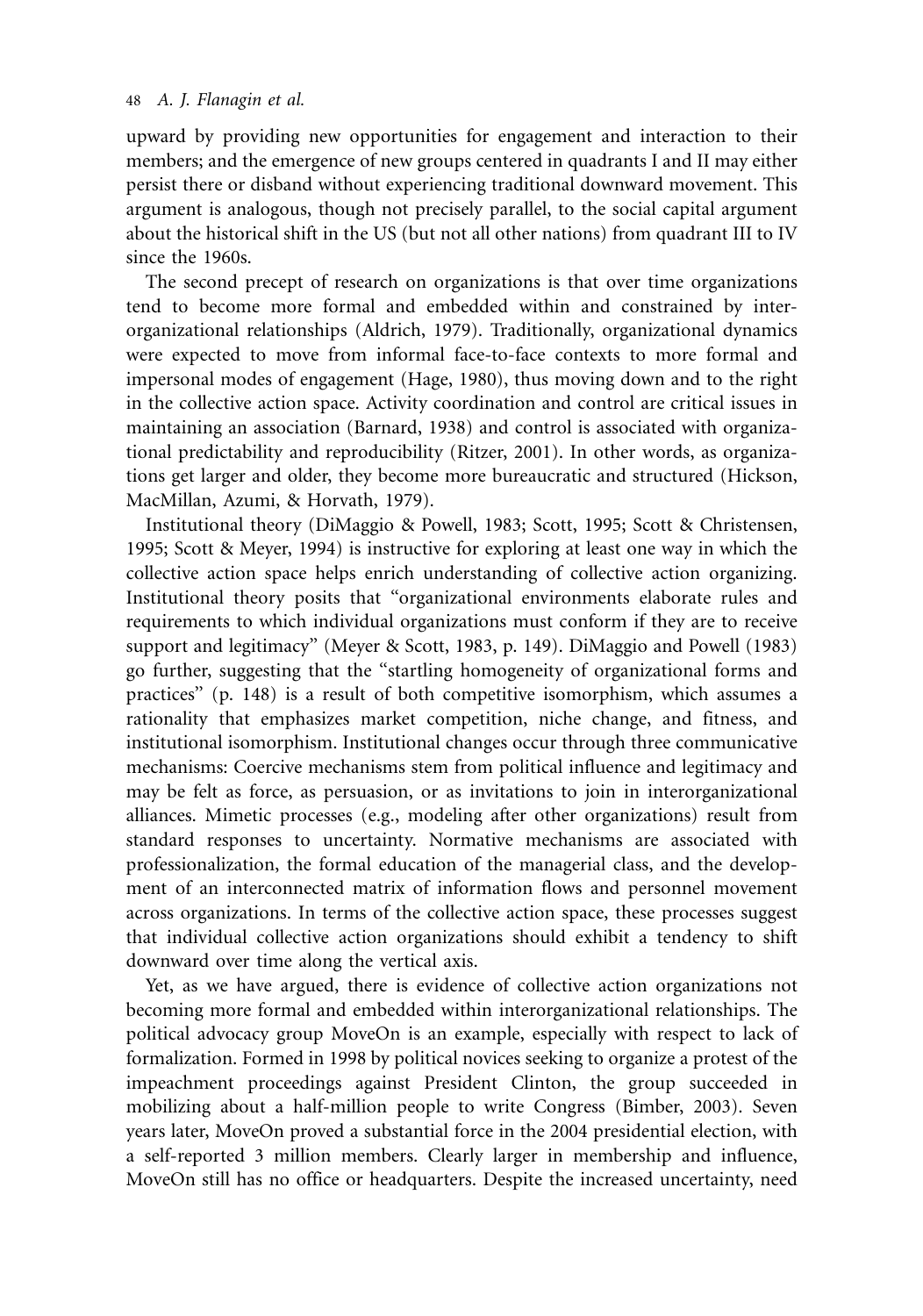upward by providing new opportunities for engagement and interaction to their members; and the emergence of new groups centered in quadrants I and II may either persist there or disband without experiencing traditional downward movement. This argument is analogous, though not precisely parallel, to the social capital argument about the historical shift in the US (but not all other nations) from quadrant III to IV since the 1960s.

The second precept of research on organizations is that over time organizations tend to become more formal and embedded within and constrained by interorganizational relationships (Aldrich, 1979). Traditionally, organizational dynamics were expected to move from informal face-to-face contexts to more formal and impersonal modes of engagement (Hage, 1980), thus moving down and to the right in the collective action space. Activity coordination and control are critical issues in maintaining an association (Barnard, 1938) and control is associated with organizational predictability and reproducibility (Ritzer, 2001). In other words, as organizations get larger and older, they become more bureaucratic and structured (Hickson, MacMillan, Azumi, & Horvath, 1979).

Institutional theory (DiMaggio & Powell, 1983; Scott, 1995; Scott & Christensen, 1995; Scott & Meyer, 1994) is instructive for exploring at least one way in which the collective action space helps enrich understanding of collective action organizing. Institutional theory posits that "organizational environments elaborate rules and requirements to which individual organizations must conform if they are to receive support and legitimacy" (Meyer & Scott, 1983, p. 149). DiMaggio and Powell (1983) go further, suggesting that the "startling homogeneity of organizational forms and practices" (p. 148) is a result of both competitive isomorphism, which assumes a rationality that emphasizes market competition, niche change, and fitness, and institutional isomorphism. Institutional changes occur through three communicative mechanisms: Coercive mechanisms stem from political influence and legitimacy and may be felt as force, as persuasion, or as invitations to join in interorganizational alliances. Mimetic processes (e.g., modeling after other organizations) result from standard responses to uncertainty. Normative mechanisms are associated with professionalization, the formal education of the managerial class, and the development of an interconnected matrix of information flows and personnel movement across organizations. In terms of the collective action space, these processes suggest that individual collective action organizations should exhibit a tendency to shift downward over time along the vertical axis.

Yet, as we have argued, there is evidence of collective action organizations not becoming more formal and embedded within interorganizational relationships. The political advocacy group MoveOn is an example, especially with respect to lack of formalization. Formed in 1998 by political novices seeking to organize a protest of the impeachment proceedings against President Clinton, the group succeeded in mobilizing about a half-million people to write Congress (Bimber, 2003). Seven years later, MoveOn proved a substantial force in the 2004 presidential election, with a self-reported 3 million members. Clearly larger in membership and influence, MoveOn still has no office or headquarters. Despite the increased uncertainty, need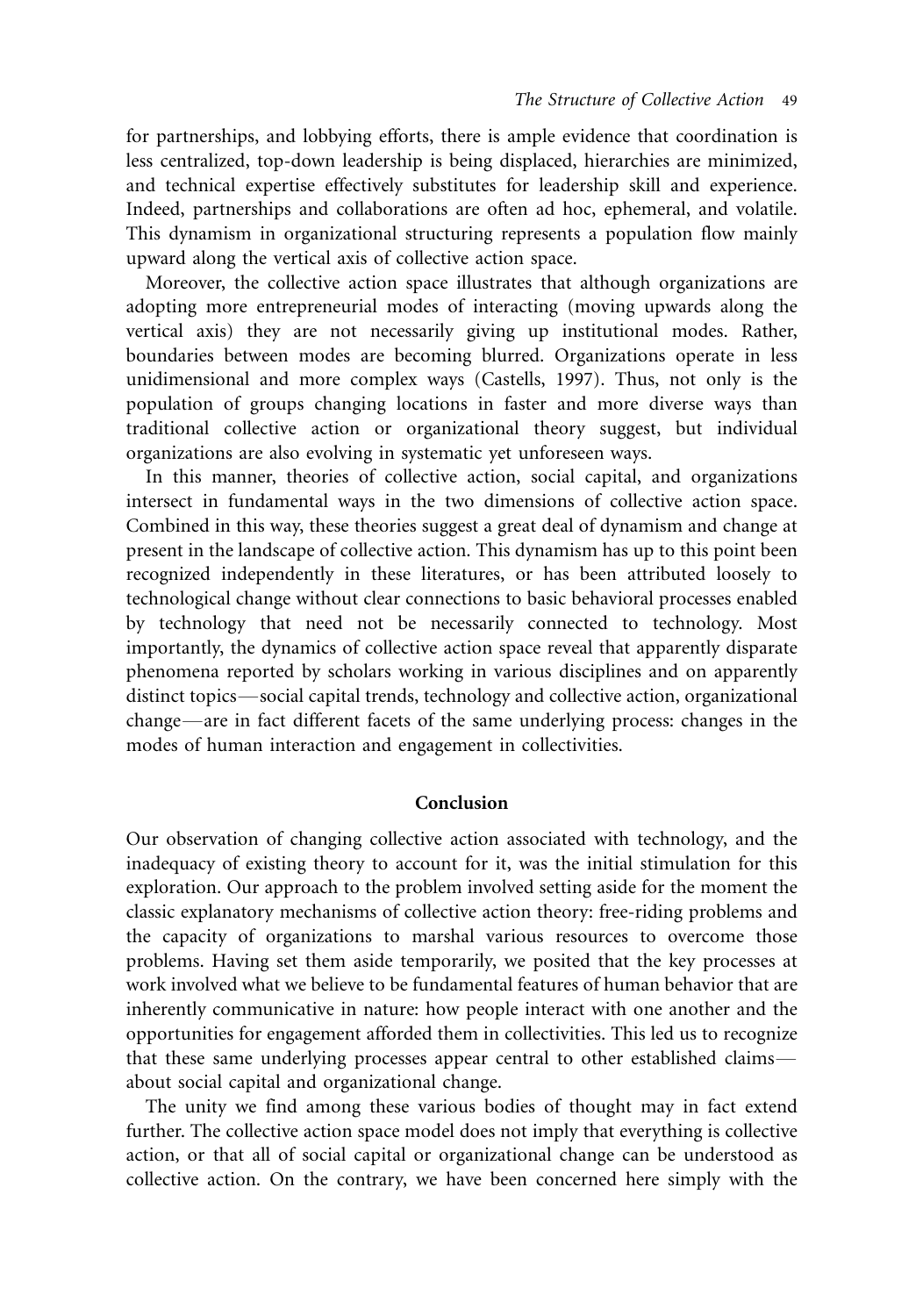for partnerships, and lobbying efforts, there is ample evidence that coordination is less centralized, top-down leadership is being displaced, hierarchies are minimized, and technical expertise effectively substitutes for leadership skill and experience. Indeed, partnerships and collaborations are often ad hoc, ephemeral, and volatile. This dynamism in organizational structuring represents a population flow mainly upward along the vertical axis of collective action space.

Moreover, the collective action space illustrates that although organizations are adopting more entrepreneurial modes of interacting (moving upwards along the vertical axis) they are not necessarily giving up institutional modes. Rather, boundaries between modes are becoming blurred. Organizations operate in less unidimensional and more complex ways (Castells, 1997). Thus, not only is the population of groups changing locations in faster and more diverse ways than traditional collective action or organizational theory suggest, but individual organizations are also evolving in systematic yet unforeseen ways.

In this manner, theories of collective action, social capital, and organizations intersect in fundamental ways in the two dimensions of collective action space. Combined in this way, these theories suggest a great deal of dynamism and change at present in the landscape of collective action. This dynamism has up to this point been recognized independently in these literatures, or has been attributed loosely to technological change without clear connections to basic behavioral processes enabled by technology that need not be necessarily connected to technology. Most importantly, the dynamics of collective action space reveal that apparently disparate phenomena reported by scholars working in various disciplines and on apparently distinct topics—social capital trends, technology and collective action, organizational change—are in fact different facets of the same underlying process: changes in the modes of human interaction and engagement in collectivities.

## Conclusion

Our observation of changing collective action associated with technology, and the inadequacy of existing theory to account for it, was the initial stimulation for this exploration. Our approach to the problem involved setting aside for the moment the classic explanatory mechanisms of collective action theory: free-riding problems and the capacity of organizations to marshal various resources to overcome those problems. Having set them aside temporarily, we posited that the key processes at work involved what we believe to be fundamental features of human behavior that are inherently communicative in nature: how people interact with one another and the opportunities for engagement afforded them in collectivities. This led us to recognize that these same underlying processes appear central to other established claims—about social capital and organizational change.

The unity we find among these various bodies of thought may in fact extend further. The collective action space model does not imply that everything is collective action, or that all of social capital or organizational change can be understood as collective action. On the contrary, we have been concerned here simply with the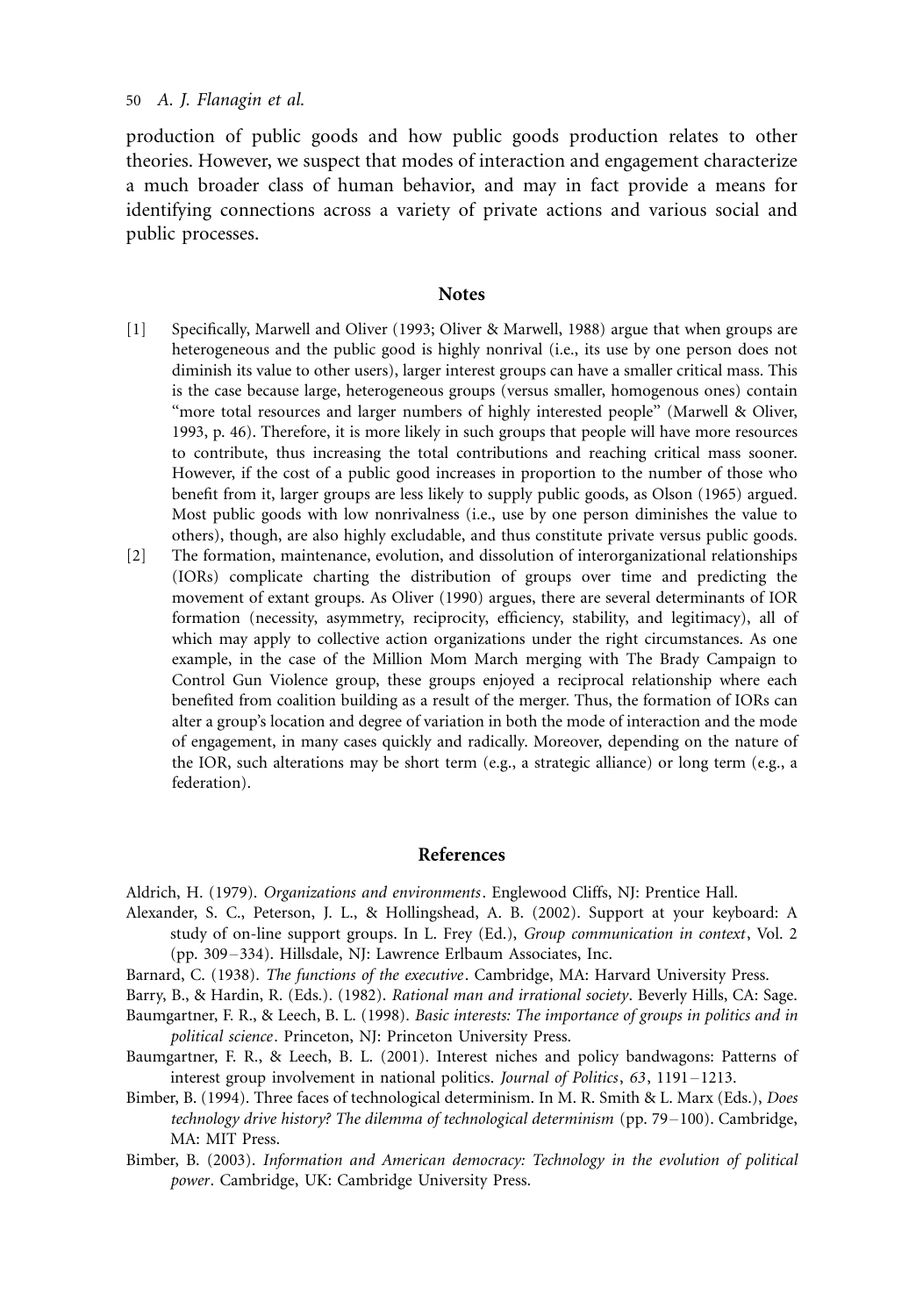production of public goods and how public goods production relates to other theories. However, we suspect that modes of interaction and engagement characterize a much broader class of human behavior, and may in fact provide a means for identifying connections across a variety of private actions and various social and public processes.

## Notes

[1] Specifically, Marwell and Oliver (1993; Oliver & Marwell, 1988) argue that when groups are heterogeneous and the public good is highly nonrival (i.e., its use by one person does not diminish its value to other users), larger interest groups can have a smaller critical mass. This is the case because large, heterogeneous groups (versus smaller, homogenous ones) contain "more total resources and larger numbers of highly interested people" (Marwell & Oliver, 1993, p. 46). Therefore, it is more likely in such groups that people will have more resources to contribute, thus increasing the total contributions and reaching critical mass sooner. However, if the cost of a public good increases in proportion to the number of those who benefit from it, larger groups are less likely to supply public goods, as Olson (1965) argued. Most public goods with low nonrivalness (i.e., use by one person diminishes the value to others), though, are also highly excludable, and thus constitute private versus public goods.

[2] The formation, maintenance, evolution, and dissolution of interorganizational relationships (IORs) complicate charting the distribution of groups over time and predicting the movement of extant groups. As Oliver (1990) argues, there are several determinants of IOR formation (necessity, asymmetry, reciprocity, efficiency, stability, and legitimacy), all of which may apply to collective action organizations under the right circumstances. As one example, in the case of the Million Mom March merging with The Brady Campaign to Control Gun Violence group, these groups enjoyed a reciprocal relationship where each benefited from coalition building as a result of the merger. Thus, the formation of IORs can alter a group's location and degree of variation in both the mode of interaction and the mode of engagement, in many cases quickly and radically. Moreover, depending on the nature of the IOR, such alterations may be short term (e.g., a strategic alliance) or long term (e.g., a federation).

## References

Aldrich, H. (1979). *Organizations and environments*. Englewood Cliffs, NJ: Prentice Hall.

Alexander, S. C., Peterson, J. L., & Hollingshead, A. B. (2002). Support at your keyboard: A study of on-line support groups. In L. Frey (Ed.), *Group communication in context*, Vol. 2 (pp. 309–334). Hillsdale, NJ: Lawrence Erlbaum Associates, Inc.

Barnard, C. (1938). *The functions of the executive*. Cambridge, MA: Harvard University Press.

Barry, B., & Hardin, R. (Eds.). (1982). *Rational man and irrational society*. Beverly Hills, CA: Sage.

Baumgartner, F. R., & Leech, B. L. (1998). *Basic interests: The importance of groups in politics and in political science*. Princeton, NJ: Princeton University Press.

Baumgartner, F. R., & Leech, B. L. (2001). Interest niches and policy bandwagons: Patterns of interest group involvement in national politics. *Journal of Politics*, *63*, 1191–1213.

Bimber, B. (1994). Three faces of technological determinism. In M. R. Smith & L. Marx (Eds.), *Does technology drive history? The dilemma of technological determinism* (pp. 79–100). Cambridge, MA: MIT Press.

Bimber, B. (2003). *Information and American democracy: Technology in the evolution of political power*. Cambridge, UK: Cambridge University Press.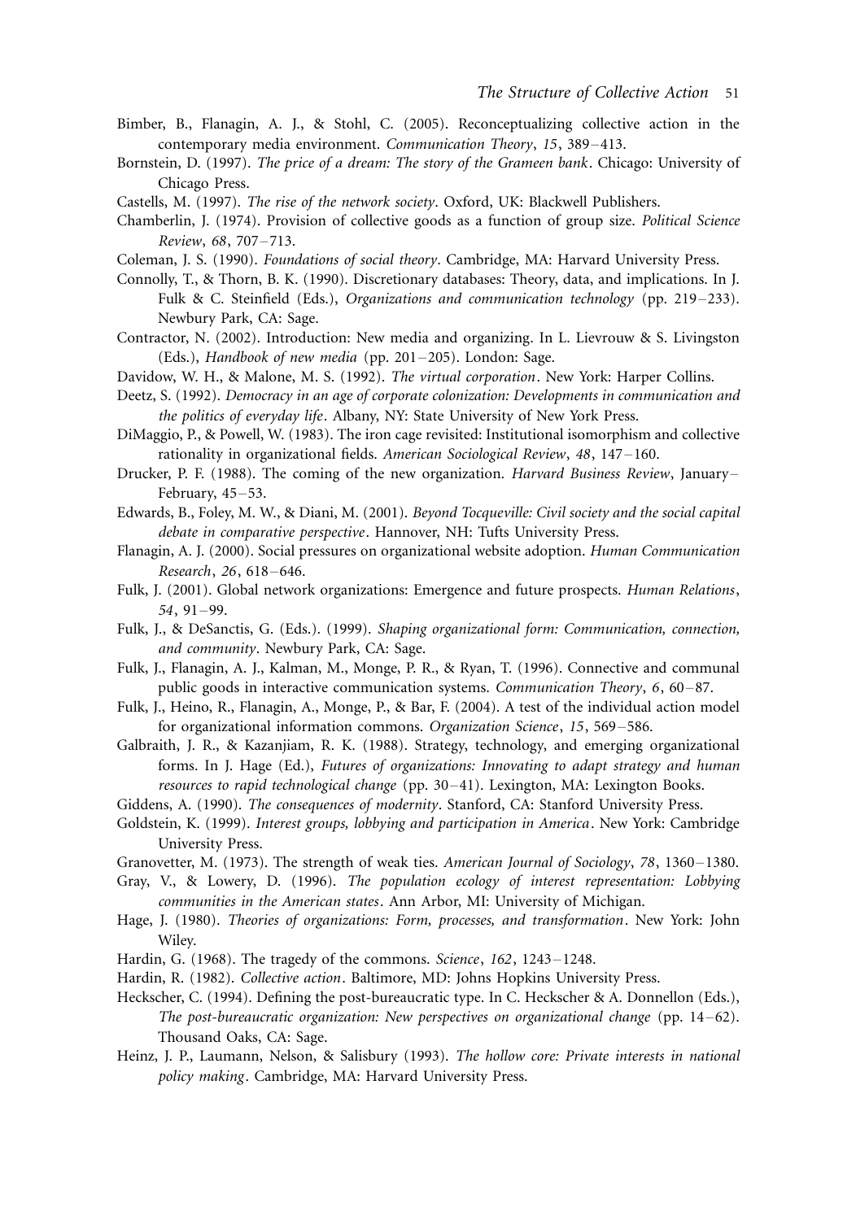Bimber, B., Flanagin, A. J., & Stohl, C. (2005). Reconceptualizing collective action in the contemporary media environment. *Communication Theory*, *15*, 389–413.

Bornstein, D. (1997). *The price of a dream: The story of the Grameen bank*. Chicago: University of Chicago Press.

Castells, M. (1997). *The rise of the network society*. Oxford, UK: Blackwell Publishers.

Chamberlin, J. (1974). Provision of collective goods as a function of group size. *Political Science Review*, *68*, 707–713.

Coleman, J. S. (1990). *Foundations of social theory*. Cambridge, MA: Harvard University Press.

Connolly, T., & Thorn, B. K. (1990). Discretionary databases: Theory, data, and implications. In J. Fulk & C. Steinfield (Eds.), *Organizations and communication technology* (pp. 219–233). Newbury Park, CA: Sage.

Contractor, N. (2002). Introduction: New media and organizing. In L. Lievrouw & S. Livingston (Eds.), *Handbook of new media* (pp. 201–205). London: Sage.

Davidow, W. H., & Malone, M. S. (1992). *The virtual corporation*. New York: Harper Collins.

Deetz, S. (1992). *Democracy in an age of corporate colonization: Developments in communication and the politics of everyday life*. Albany, NY: State University of New York Press.

DiMaggio, P., & Powell, W. (1983). The iron cage revisited: Institutional isomorphism and collective rationality in organizational fields. *American Sociological Review*, *48*, 147–160.

Drucker, P. F. (1988). The coming of the new organization. *Harvard Business Review*, January–February, 45–53.

Edwards, B., Foley, M. W., & Diani, M. (2001). *Beyond Tocqueville: Civil society and the social capital debate in comparative perspective*. Hannover, NH: Tufts University Press.

Flanagin, A. J. (2000). Social pressures on organizational website adoption. *Human Communication Research*, *26*, 618–646.

Fulk, J. (2001). Global network organizations: Emergence and future prospects. *Human Relations*, *54*, 91–99.

Fulk, J., & DeSanctis, G. (Eds.). (1999). *Shaping organizational form: Communication, connection, and community*. Newbury Park, CA: Sage.

Fulk, J., Flanagin, A. J., Kalman, M., Monge, P. R., & Ryan, T. (1996). Connective and communal public goods in interactive communication systems. *Communication Theory*, *6*, 60–87.

Fulk, J., Heino, R., Flanagin, A., Monge, P., & Bar, F. (2004). A test of the individual action model for organizational information commons. *Organization Science*, *15*, 569–586.

Galbraith, J. R., & Kazanjiam, R. K. (1988). Strategy, technology, and emerging organizational forms. In J. Hage (Ed.), *Futures of organizations: Innovating to adapt strategy and human resources to rapid technological change* (pp. 30–41). Lexington, MA: Lexington Books.

Giddens, A. (1990). *The consequences of modernity*. Stanford, CA: Stanford University Press.

Goldstein, K. (1999). *Interest groups, lobbying and participation in America*. New York: Cambridge University Press.

Granovetter, M. (1973). The strength of weak ties. *American Journal of Sociology*, *78*, 1360–1380.

Gray, V., & Lowery, D. (1996). *The population ecology of interest representation: Lobbying communities in the American states*. Ann Arbor, MI: University of Michigan.

Hage, J. (1980). *Theories of organizations: Form, processes, and transformation*. New York: John Wiley.

Hardin, G. (1968). The tragedy of the commons. *Science*, *162*, 1243–1248.

Hardin, R. (1982). *Collective action*. Baltimore, MD: Johns Hopkins University Press.

Heckscher, C. (1994). Defining the post-bureaucratic type. In C. Heckscher & A. Donnellon (Eds.), *The post-bureaucratic organization: New perspectives on organizational change* (pp. 14–62). Thousand Oaks, CA: Sage.

Heinz, J. P., Laumann, Nelson, & Salisbury (1993). *The hollow core: Private interests in national policy making*. Cambridge, MA: Harvard University Press.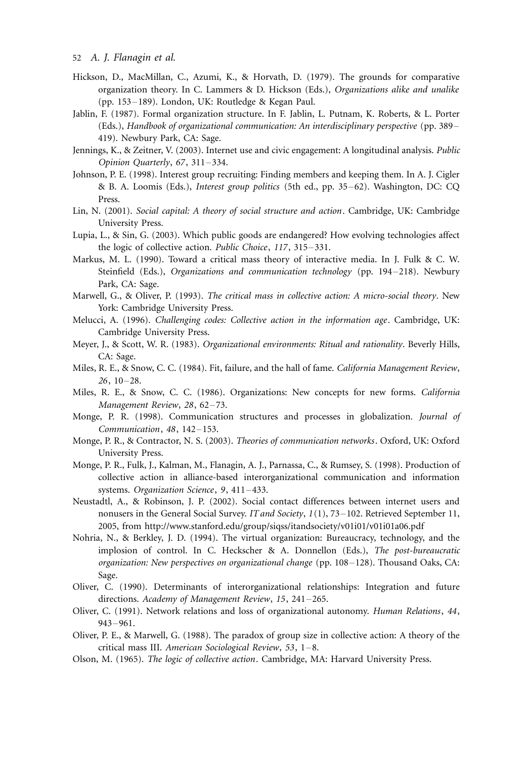Hickson, D., MacMillan, C., Azumi, K., & Horvath, D. (1979). The grounds for comparative organization theory. In C. Lammers & D. Hickson (Eds.), *Organizations alike and unalike* (pp. 153–189). London, UK: Routledge & Kegan Paul.

Jablin, F. (1987). Formal organization structure. In F. Jablin, L. Putnam, K. Roberts, & L. Porter (Eds.), *Handbook of organizational communication: An interdisciplinary perspective* (pp. 389–419). Newbury Park, CA: Sage.

Jennings, K., & Zeitner, V. (2003). Internet use and civic engagement: A longitudinal analysis. *Public Opinion Quarterly*, *67*, 311–334.

Johnson, P. E. (1998). Interest group recruiting: Finding members and keeping them. In A. J. Cigler & B. A. Loomis (Eds.), *Interest group politics* (5th ed., pp. 35–62). Washington, DC: CQ Press.

Lin, N. (2001). *Social capital: A theory of social structure and action*. Cambridge, UK: Cambridge University Press.

Lupia, L., & Sin, G. (2003). Which public goods are endangered? How evolving technologies affect the logic of collective action. *Public Choice*, *117*, 315–331.

Markus, M. L. (1990). Toward a critical mass theory of interactive media. In J. Fulk & C. W. Steinfield (Eds.), *Organizations and communication technology* (pp. 194–218). Newbury Park, CA: Sage.

Marwell, G., & Oliver, P. (1993). *The critical mass in collective action: A micro-social theory*. New York: Cambridge University Press.

Melucci, A. (1996). *Challenging codes: Collective action in the information age*. Cambridge, UK: Cambridge University Press.

Meyer, J., & Scott, W. R. (1983). *Organizational environments: Ritual and rationality*. Beverly Hills, CA: Sage.

Miles, R. E., & Snow, C. C. (1984). Fit, failure, and the hall of fame. *California Management Review*, *26*, 10–28.

Miles, R. E., & Snow, C. C. (1986). Organizations: New concepts for new forms. *California Management Review*, *28*, 62–73.

Monge, P. R. (1998). Communication structures and processes in globalization. *Journal of Communication*, *48*, 142–153.

Monge, P. R., & Contractor, N. S. (2003). *Theories of communication networks*. Oxford, UK: Oxford University Press.

Monge, P. R., Fulk, J., Kalman, M., Flanagin, A. J., Parnassa, C., & Rumsey, S. (1998). Production of collective action in alliance-based interorganizational communication and information systems. *Organization Science*, *9*, 411–433.

Neustadtl, A., & Robinson, J. P. (2002). Social contact differences between internet users and nonusers in the General Social Survey. *IT and Society*, *1*(1), 73–102. Retrieved September 11, 2005, from http://www.stanford.edu/group/siqss/itandsociety/v01i01/v01i01a06.pdf

Nohria, N., & Berkley, J. D. (1994). The virtual organization: Bureaucracy, technology, and the implosion of control. In C. Heckscher & A. Donnellon (Eds.), *The post-bureaucratic organization: New perspectives on organizational change* (pp. 108–128). Thousand Oaks, CA: Sage.

Oliver, C. (1990). Determinants of interorganizational relationships: Integration and future directions. *Academy of Management Review*, *15*, 241–265.

Oliver, C. (1991). Network relations and loss of organizational autonomy. *Human Relations*, *44*, 943–961.

Oliver, P. E., & Marwell, G. (1988). The paradox of group size in collective action: A theory of the critical mass III. *American Sociological Review*, *53*, 1–8.

Olson, M. (1965). *The logic of collective action*. Cambridge, MA: Harvard University Press.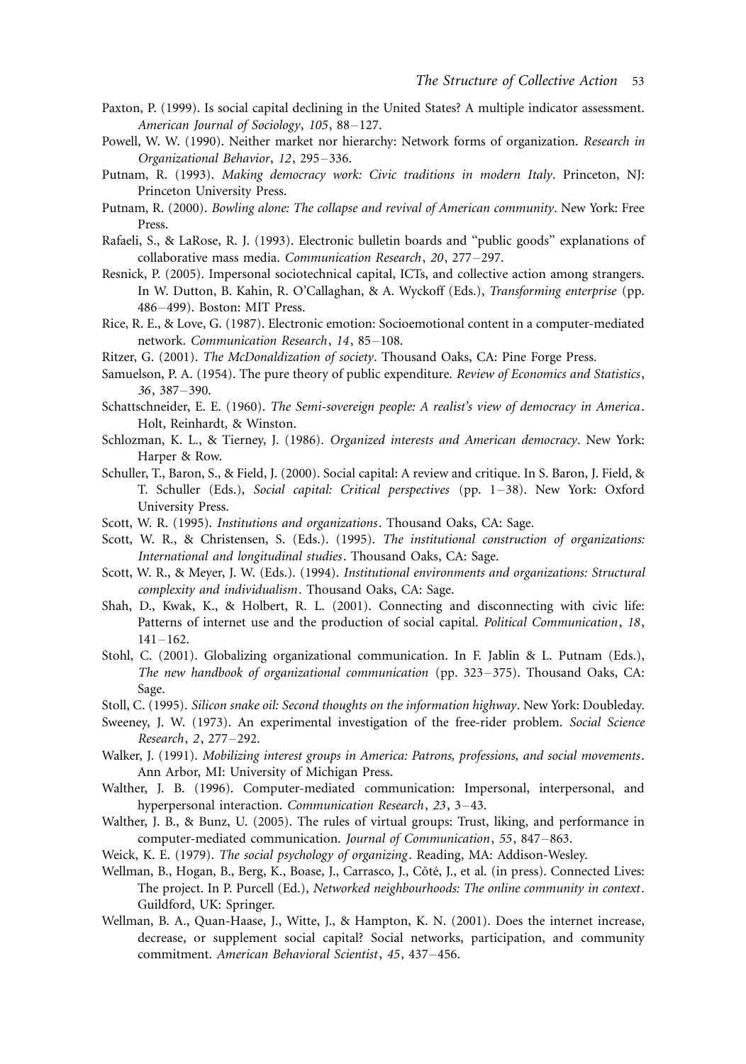Paxton, P. (1999). Is social capital declining in the United States? A multiple indicator assessment. *American Journal of Sociology*, *105*, 88–127.

Powell, W. W. (1990). Neither market nor hierarchy: Network forms of organization. *Research in Organizational Behavior*, *12*, 295–336.

Putnam, R. (1993). *Making democracy work: Civic traditions in modern Italy*. Princeton, NJ: Princeton University Press.

Putnam, R. (2000). *Bowling alone: The collapse and revival of American community*. New York: Free Press.

Rafaeli, S., & LaRose, R. J. (1993). Electronic bulletin boards and "public goods" explanations of collaborative mass media. *Communication Research*, *20*, 277–297.

Resnick, P. (2005). Impersonal sociotechnical capital, ICTs, and collective action among strangers. In W. Dutton, B. Kahin, R. O'Callaghan, & A. Wyckoff (Eds.), *Transforming enterprise* (pp. 486–499). Boston: MIT Press.

Rice, R. E., & Love, G. (1987). Electronic emotion: Socioemotional content in a computer-mediated network. *Communication Research*, *14*, 85–108.

Ritzer, G. (2001). *The McDonaldization of society*. Thousand Oaks, CA: Pine Forge Press.

Samuelson, P. A. (1954). The pure theory of public expenditure. *Review of Economics and Statistics*, *36*, 387–390.

Schattschneider, E. E. (1960). *The Semi-sovereign people: A realist's view of democracy in America*. Holt, Reinhardt, & Winston.

Schlozman, K. L., & Tierney, J. (1986). *Organized interests and American democracy*. New York: Harper & Row.

Schuller, T., Baron, S., & Field, J. (2000). Social capital: A review and critique. In S. Baron, J. Field, & T. Schuller (Eds.), *Social capital: Critical perspectives* (pp. 1–38). New York: Oxford University Press.

Scott, W. R. (1995). *Institutions and organizations*. Thousand Oaks, CA: Sage.

Scott, W. R., & Christensen, S. (Eds.). (1995). *The institutional construction of organizations: International and longitudinal studies*. Thousand Oaks, CA: Sage.

Scott, W. R., & Meyer, J. W. (Eds.). (1994). *Institutional environments and organizations: Structural complexity and individualism*. Thousand Oaks, CA: Sage.

Shah, D., Kwak, K., & Holbert, R. L. (2001). Connecting and disconnecting with civic life: Patterns of internet use and the production of social capital. *Political Communication*, *18*, 141–162.

Stohl, C. (2001). Globalizing organizational communication. In F. Jablin & L. Putnam (Eds.), *The new handbook of organizational communication* (pp. 323–375). Thousand Oaks, CA: Sage.

Stoll, C. (1995). *Silicon snake oil: Second thoughts on the information highway*. New York: Doubleday.

Sweeney, J. W. (1973). An experimental investigation of the free-rider problem. *Social Science Research*, *2*, 277–292.

Walker, J. (1991). *Mobilizing interest groups in America: Patrons, professions, and social movements*. Ann Arbor, MI: University of Michigan Press.

Walther, J. B. (1996). Computer-mediated communication: Impersonal, interpersonal, and hyperpersonal interaction. *Communication Research*, *23*, 3–43.

Walther, J. B., & Bunz, U. (2005). The rules of virtual groups: Trust, liking, and performance in computer-mediated communication. *Journal of Communication*, *55*, 847–863.

Weick, K. E. (1979). *The social psychology of organizing*. Reading, MA: Addison-Wesley.

Wellman, B., Hogan, B., Berg, K., Boase, J., Carrasco, J., Côté, J., et al. (in press). Connected Lives: The project. In P. Purcell (Ed.), *Networked neighbourhoods: The online community in context*. Guildford, UK: Springer.

Wellman, B. A., Quan-Haase, J., Witte, J., & Hampton, K. N. (2001). Does the internet increase, decrease, or supplement social capital? Social networks, participation, and community commitment. *American Behavioral Scientist*, *45*, 437–456.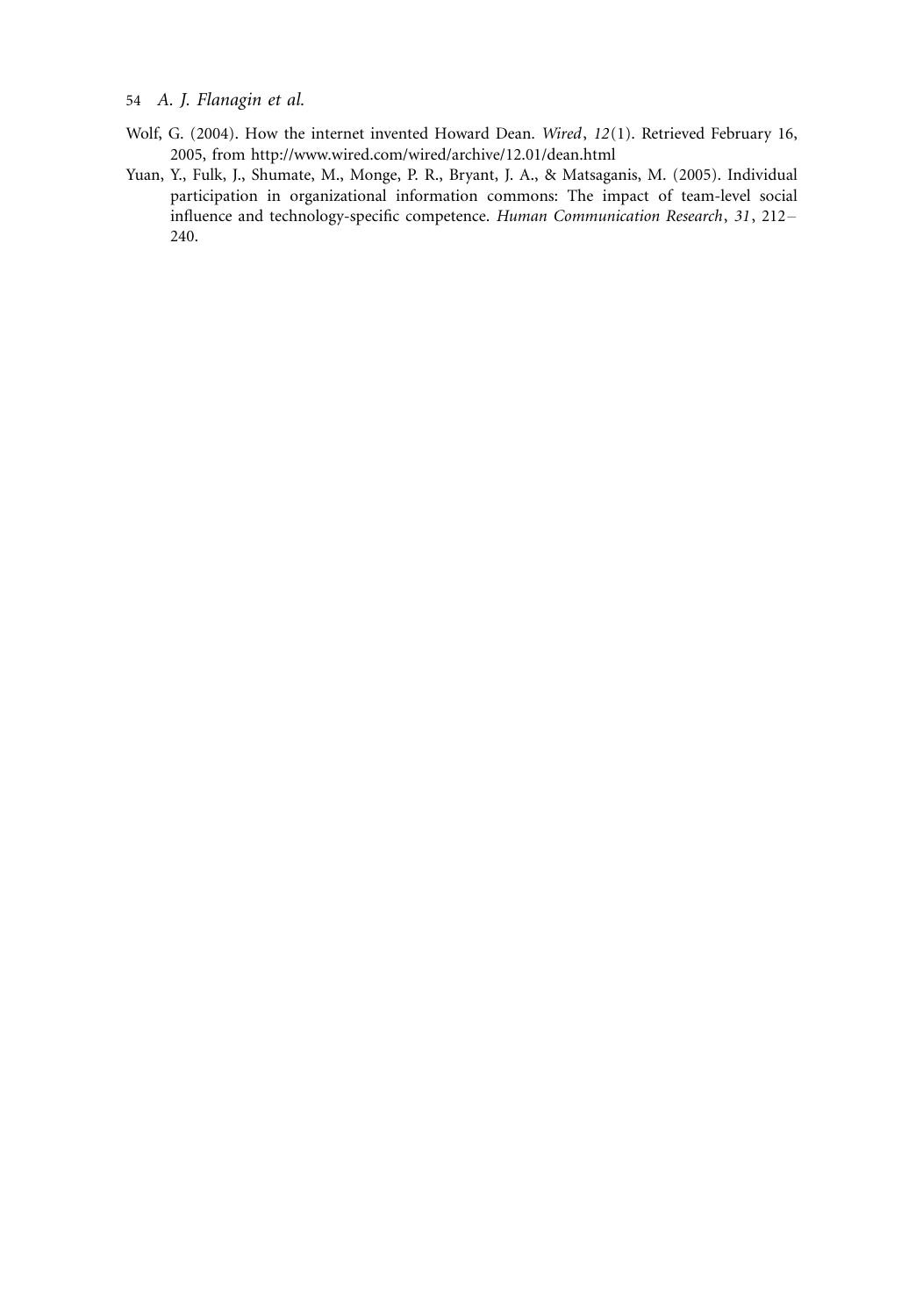Wolf, G. (2004). How the internet invented Howard Dean. *Wired*, *12*(1). Retrieved February 16, 2005, from http://www.wired.com/wired/archive/12.01/dean.html

Yuan, Y., Fulk, J., Shumate, M., Monge, P. R., Bryant, J. A., & Matsaganis, M. (2005). Individual participation in organizational information commons: The impact of team-level social influence and technology-specific competence. *Human Communication Research*, *31*, 212–240.